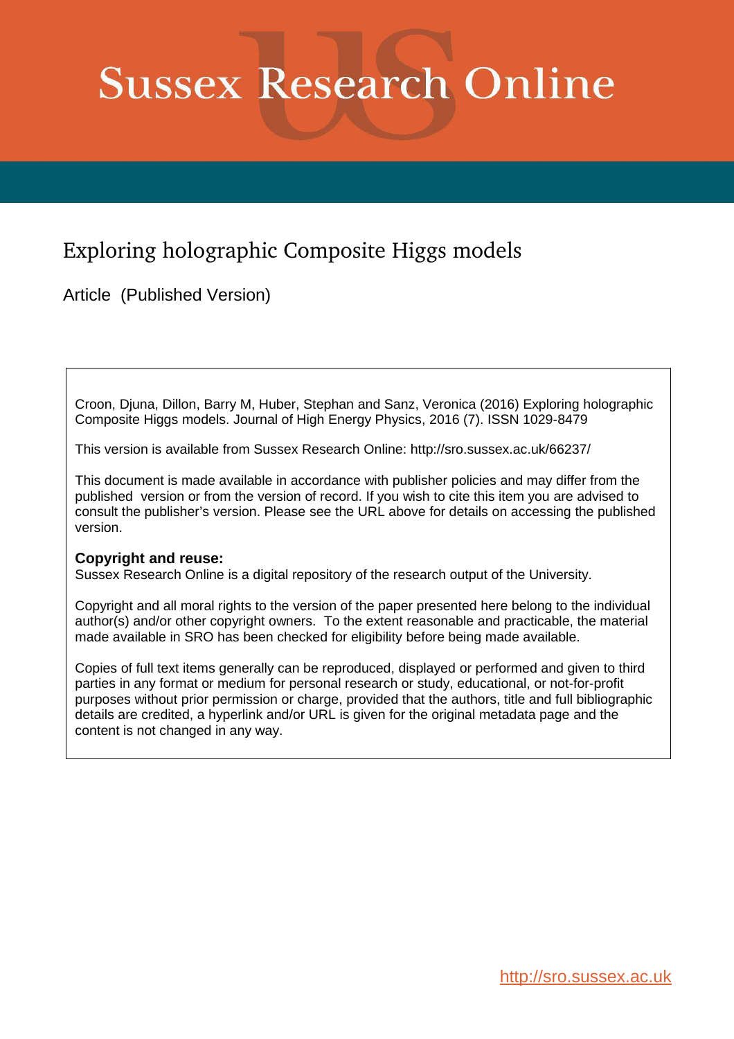# Sussex Research Online

## Exploring holographic Composite Higgs models

Article (Published Version)

Croon, Djuna, Dillon, Barry M, Huber, Stephan and Sanz, Veronica (2016) Exploring holographic Composite Higgs models. Journal of High Energy Physics, 2016 (7). ISSN 1029-8479

This version is available from Sussex Research Online: http://sro.sussex.ac.uk/66237/

This document is made available in accordance with publisher policies and may differ from the published version or from the version of record. If you wish to cite this item you are advised to consult the publisher's version. Please see the URL above for details on accessing the published version.

**Copyright and reuse:**
Sussex Research Online is a digital repository of the research output of the University.

Copyright and all moral rights to the version of the paper presented here belong to the individual author(s) and/or other copyright owners. To the extent reasonable and practicable, the material made available in SRO has been checked for eligibility before being made available.

Copies of full text items generally can be reproduced, displayed or performed and given to third parties in any format or medium for personal research or study, educational, or not-for-profit purposes without prior permission or charge, provided that the authors, title and full bibliographic details are credited, a hyperlink and/or URL is given for the original metadata page and the content is not changed in any way.

http://sro.sussex.ac.uk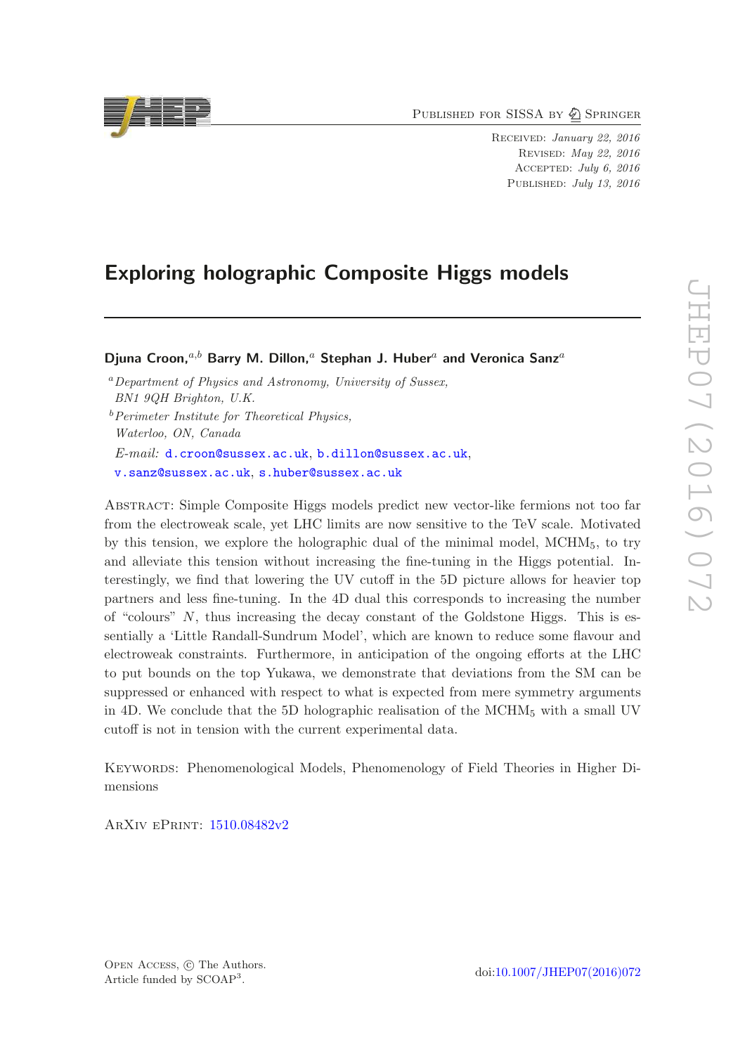# Exploring holographic Composite Higgs models

**Djuna Croon,**[a,b] **Barry M. Dillon,**[a] **Stephan J. Huber**[a] **and Veronica Sanz**[a]

[a] *Department of Physics and Astronomy, University of Sussex, BN1 9QH Brighton, U.K.*

[b] *Perimeter Institute for Theoretical Physics, Waterloo, ON, Canada*

*E-mail:* d.croon@sussex.ac.uk, b.dillon@sussex.ac.uk, v.sanz@sussex.ac.uk, s.huber@sussex.ac.uk

Abstract: Simple Composite Higgs models predict new vector-like fermions not too far from the electroweak scale, yet LHC limits are now sensitive to the TeV scale. Motivated by this tension, we explore the holographic dual of the minimal model, $\mathrm{MCHM}_5$, to try and alleviate this tension without increasing the fine-tuning in the Higgs potential. Interestingly, we find that lowering the UV cutoff in the 5D picture allows for heavier top partners and less fine-tuning. In the 4D dual this corresponds to increasing the number of "colours" $N$, thus increasing the decay constant of the Goldstone Higgs. This is essentially a 'Little Randall-Sundrum Model', which are known to reduce some flavour and electroweak constraints. Furthermore, in anticipation of the ongoing efforts at the LHC to put bounds on the top Yukawa, we demonstrate that deviations from the SM can be suppressed or enhanced with respect to what is expected from mere symmetry arguments in 4D. We conclude that the 5D holographic realisation of the $\mathrm{MCHM}_5$ with a small UV cutoff is not in tension with the current experimental data.

Keywords: Phenomenological Models, Phenomenology of Field Theories in Higher Dimensions

ArXiv ePrint: 1510.08482v2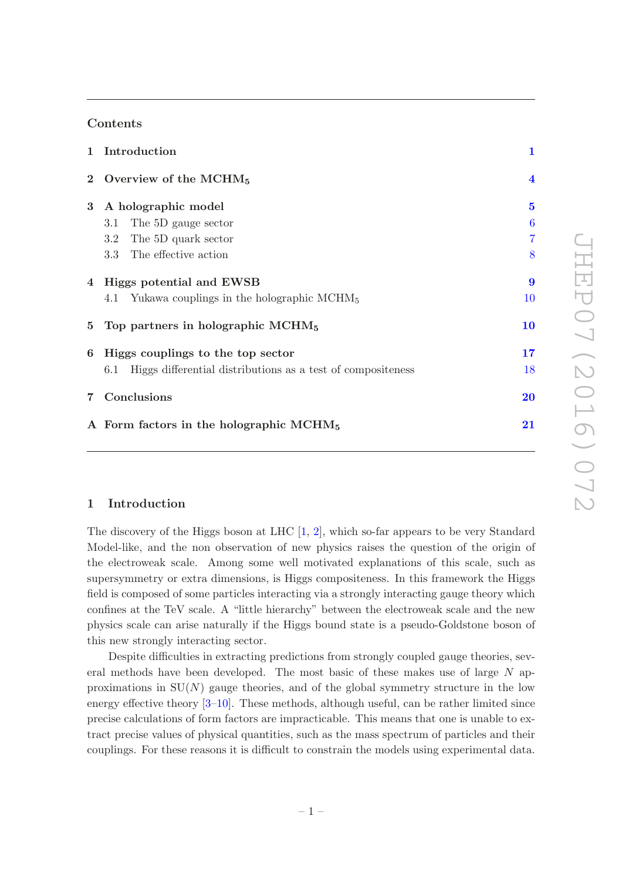## Contents

| | | |
|---|---|---|
| **1** | **Introduction** | **1** |
| **2** | **Overview of the MCHM$_5$** | **4** |
| **3** | **A holographic model** | **5** |
| | 3.1 The 5D gauge sector | 6 |
| | 3.2 The 5D quark sector | 7 |
| | 3.3 The effective action | 8 |
| **4** | **Higgs potential and EWSB** | **9** |
| | 4.1 Yukawa couplings in the holographic MCHM$_5$ | 10 |
| **5** | **Top partners in holographic MCHM$_5$** | **10** |
| **6** | **Higgs couplings to the top sector** | **17** |
| | 6.1 Higgs differential distributions as a test of compositeness | 18 |
| **7** | **Conclusions** | **20** |
| **A** | **Form factors in the holographic MCHM$_5$** | **21** |

## 1 Introduction

The discovery of the Higgs boson at LHC [1, 2], which so-far appears to be very Standard Model-like, and the non observation of new physics raises the question of the origin of the electroweak scale. Among some well motivated explanations of this scale, such as supersymmetry or extra dimensions, is Higgs compositeness. In this framework the Higgs field is composed of some particles interacting via a strongly interacting gauge theory which confines at the TeV scale. A "little hierarchy" between the electroweak scale and the new physics scale can arise naturally if the Higgs bound state is a pseudo-Goldstone boson of this new strongly interacting sector.

Despite difficulties in extracting predictions from strongly coupled gauge theories, several methods have been developed. The most basic of these makes use of large $N$ approximations in SU($N$) gauge theories, and of the global symmetry structure in the low energy effective theory [3–10]. These methods, although useful, can be rather limited since precise calculations of form factors are impracticable. This means that one is unable to extract precise values of physical quantities, such as the mass spectrum of particles and their couplings. For these reasons it is difficult to constrain the models using experimental data.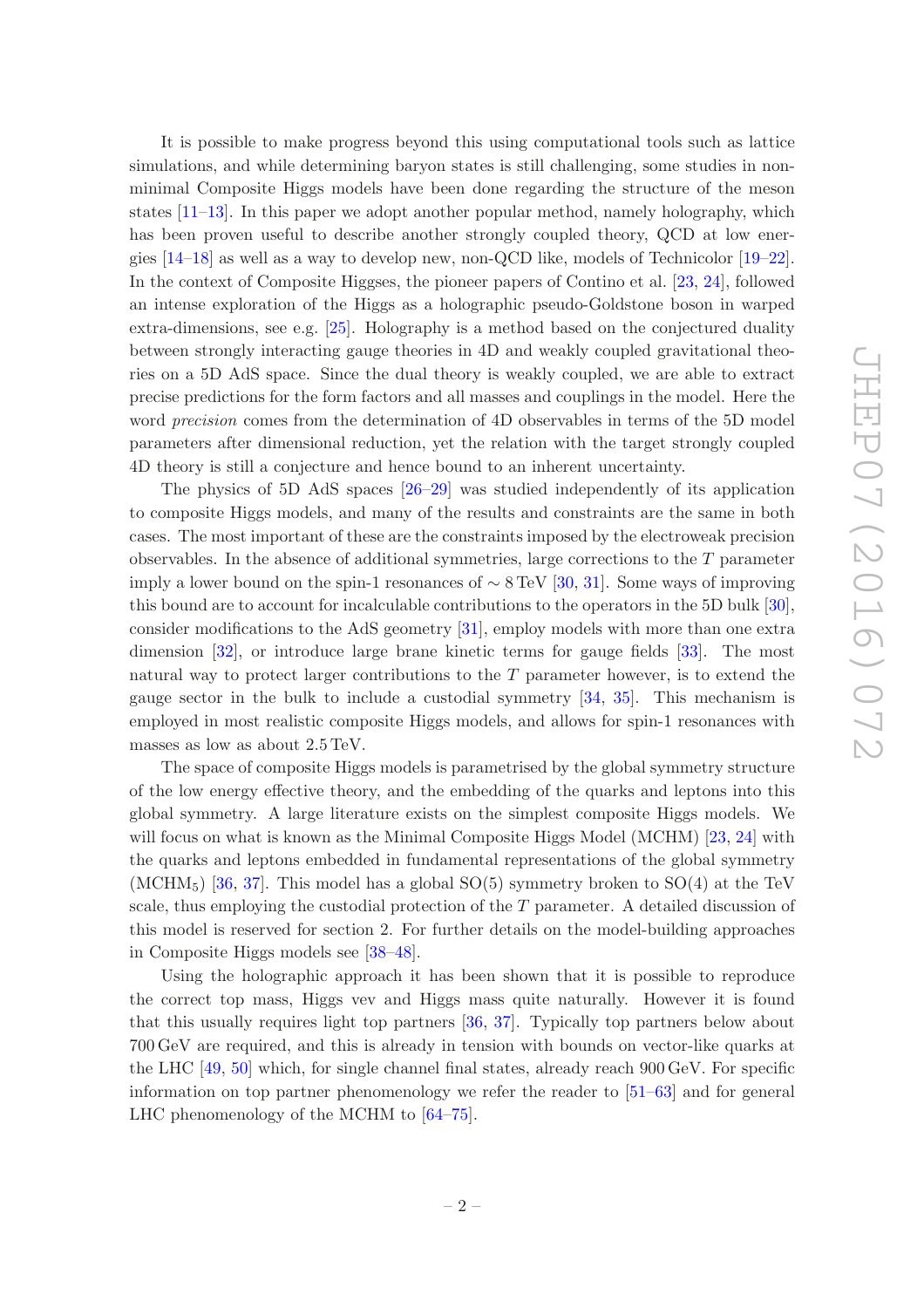It is possible to make progress beyond this using computational tools such as lattice simulations, and while determining baryon states is still challenging, some studies in non-minimal Composite Higgs models have been done regarding the structure of the meson states [11–13]. In this paper we adopt another popular method, namely holography, which has been proven useful to describe another strongly coupled theory, QCD at low energies [14–18] as well as a way to develop new, non-QCD like, models of Technicolor [19–22]. In the context of Composite Higgses, the pioneer papers of Contino et al. [23, 24], followed an intense exploration of the Higgs as a holographic pseudo-Goldstone boson in warped extra-dimensions, see e.g. [25]. Holography is a method based on the conjectured duality between strongly interacting gauge theories in 4D and weakly coupled gravitational theories on a 5D AdS space. Since the dual theory is weakly coupled, we are able to extract precise predictions for the form factors and all masses and couplings in the model. Here the word *precision* comes from the determination of 4D observables in terms of the 5D model parameters after dimensional reduction, yet the relation with the target strongly coupled 4D theory is still a conjecture and hence bound to an inherent uncertainty.

The physics of 5D AdS spaces [26–29] was studied independently of its application to composite Higgs models, and many of the results and constraints are the same in both cases. The most important of these are the constraints imposed by the electroweak precision observables. In the absence of additional symmetries, large corrections to the $T$ parameter imply a lower bound on the spin-1 resonances of $\sim 8$ TeV [30, 31]. Some ways of improving this bound are to account for incalculable contributions to the operators in the 5D bulk [30], consider modifications to the AdS geometry [31], employ models with more than one extra dimension [32], or introduce large brane kinetic terms for gauge fields [33]. The most natural way to protect larger contributions to the $T$ parameter however, is to extend the gauge sector in the bulk to include a custodial symmetry [34, 35]. This mechanism is employed in most realistic composite Higgs models, and allows for spin-1 resonances with masses as low as about 2.5 TeV.

The space of composite Higgs models is parametrised by the global symmetry structure of the low energy effective theory, and the embedding of the quarks and leptons into this global symmetry. A large literature exists on the simplest composite Higgs models. We will focus on what is known as the Minimal Composite Higgs Model (MCHM) [23, 24] with the quarks and leptons embedded in fundamental representations of the global symmetry ($\mathrm{MCHM}_5$) [36, 37]. This model has a global SO(5) symmetry broken to SO(4) at the TeV scale, thus employing the custodial protection of the $T$ parameter. A detailed discussion of this model is reserved for section 2. For further details on the model-building approaches in Composite Higgs models see [38–48].

Using the holographic approach it has been shown that it is possible to reproduce the correct top mass, Higgs vev and Higgs mass quite naturally. However it is found that this usually requires light top partners [36, 37]. Typically top partners below about 700 GeV are required, and this is already in tension with bounds on vector-like quarks at the LHC [49, 50] which, for single channel final states, already reach 900 GeV. For specific information on top partner phenomenology we refer the reader to [51–63] and for general LHC phenomenology of the MCHM to [64–75].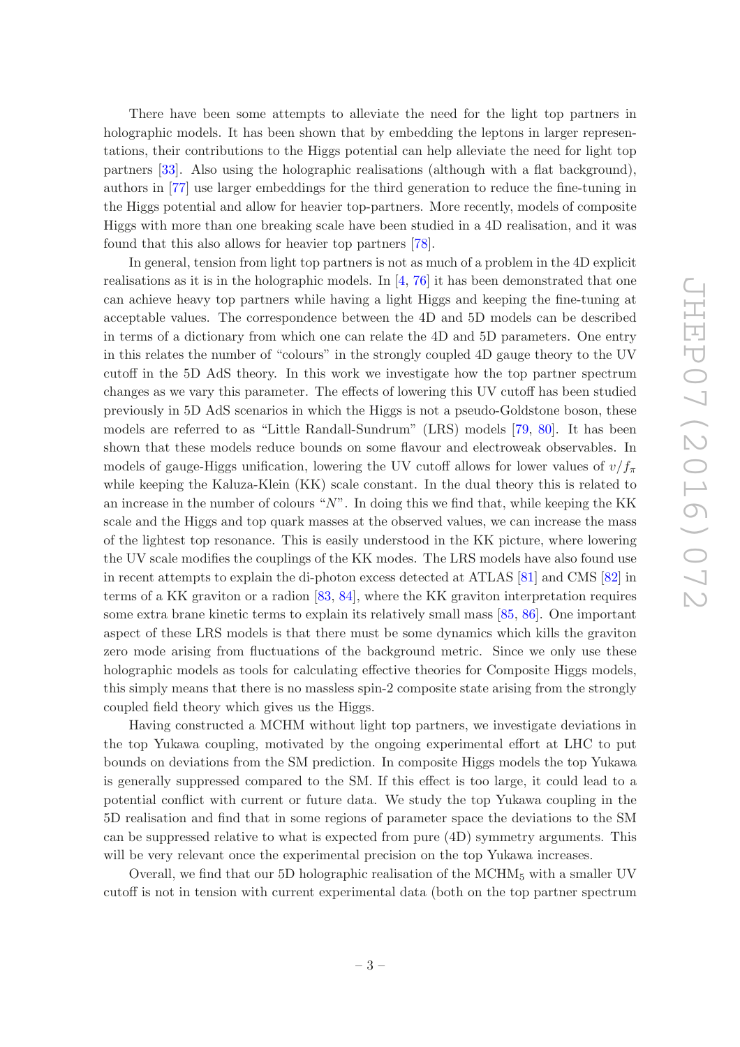There have been some attempts to alleviate the need for the light top partners in holographic models. It has been shown that by embedding the leptons in larger representations, their contributions to the Higgs potential can help alleviate the need for light top partners [33]. Also using the holographic realisations (although with a flat background), authors in [77] use larger embeddings for the third generation to reduce the fine-tuning in the Higgs potential and allow for heavier top-partners. More recently, models of composite Higgs with more than one breaking scale have been studied in a 4D realisation, and it was found that this also allows for heavier top partners [78].

In general, tension from light top partners is not as much of a problem in the 4D explicit realisations as it is in the holographic models. In [4, 76] it has been demonstrated that one can achieve heavy top partners while having a light Higgs and keeping the fine-tuning at acceptable values. The correspondence between the 4D and 5D models can be described in terms of a dictionary from which one can relate the 4D and 5D parameters. One entry in this relates the number of "colours" in the strongly coupled 4D gauge theory to the UV cutoff in the 5D AdS theory. In this work we investigate how the top partner spectrum changes as we vary this parameter. The effects of lowering this UV cutoff has been studied previously in 5D AdS scenarios in which the Higgs is not a pseudo-Goldstone boson, these models are referred to as "Little Randall-Sundrum" (LRS) models [79, 80]. It has been shown that these models reduce bounds on some flavour and electroweak observables. In models of gauge-Higgs unification, lowering the UV cutoff allows for lower values of $v/f_\pi$ while keeping the Kaluza-Klein (KK) scale constant. In the dual theory this is related to an increase in the number of colours "$N$". In doing this we find that, while keeping the KK scale and the Higgs and top quark masses at the observed values, we can increase the mass of the lightest top resonance. This is easily understood in the KK picture, where lowering the UV scale modifies the couplings of the KK modes. The LRS models have also found use in recent attempts to explain the di-photon excess detected at ATLAS [81] and CMS [82] in terms of a KK graviton or a radion [83, 84], where the KK graviton interpretation requires some extra brane kinetic terms to explain its relatively small mass [85, 86]. One important aspect of these LRS models is that there must be some dynamics which kills the graviton zero mode arising from fluctuations of the background metric. Since we only use these holographic models as tools for calculating effective theories for Composite Higgs models, this simply means that there is no massless spin-2 composite state arising from the strongly coupled field theory which gives us the Higgs.

Having constructed a MCHM without light top partners, we investigate deviations in the top Yukawa coupling, motivated by the ongoing experimental effort at LHC to put bounds on deviations from the SM prediction. In composite Higgs models the top Yukawa is generally suppressed compared to the SM. If this effect is too large, it could lead to a potential conflict with current or future data. We study the top Yukawa coupling in the 5D realisation and find that in some regions of parameter space the deviations to the SM can be suppressed relative to what is expected from pure (4D) symmetry arguments. This will be very relevant once the experimental precision on the top Yukawa increases.

Overall, we find that our 5D holographic realisation of the $\text{MCHM}_5$ with a smaller UV cutoff is not in tension with current experimental data (both on the top partner spectrum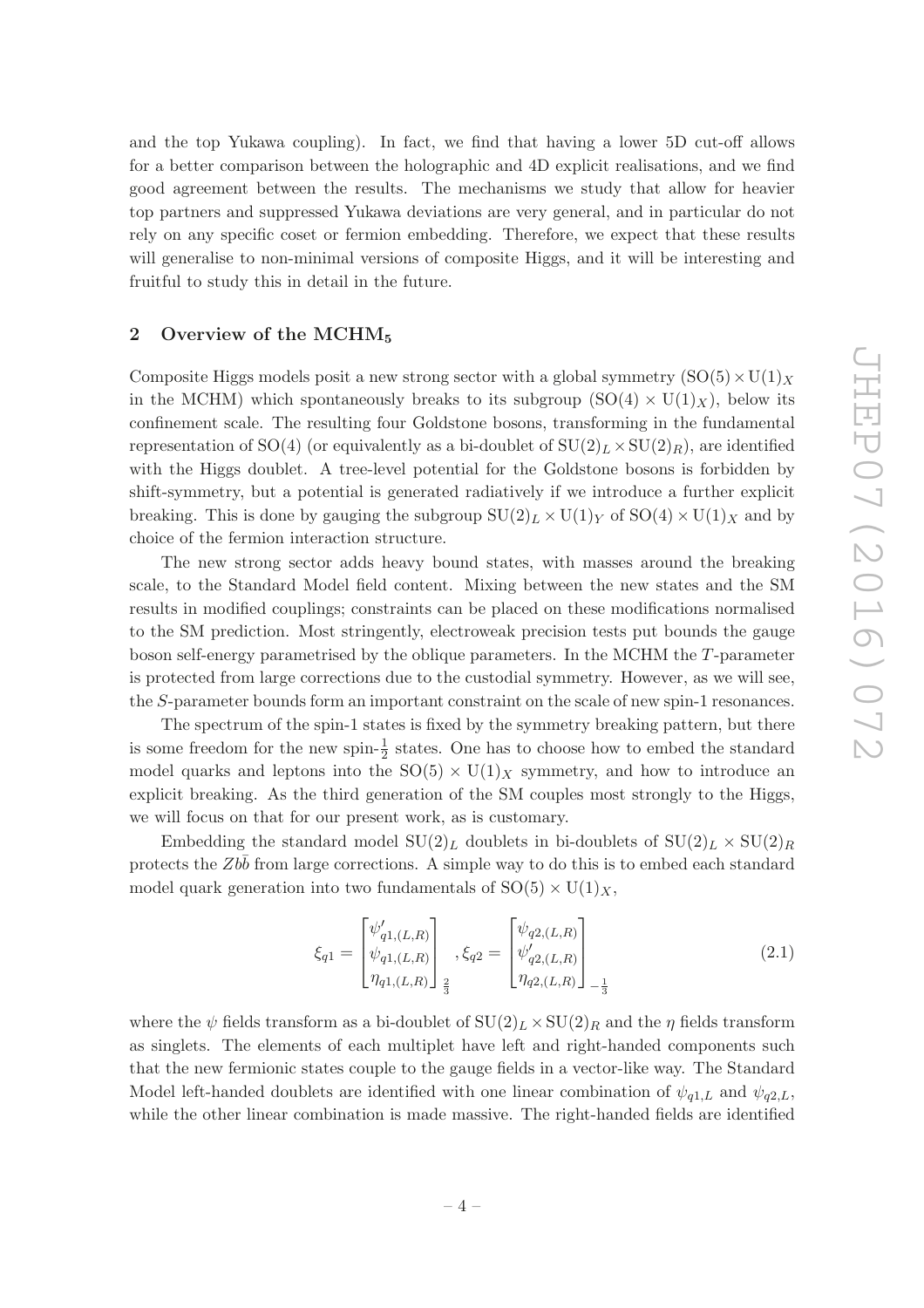and the top Yukawa coupling). In fact, we find that having a lower 5D cut-off allows for a better comparison between the holographic and 4D explicit realisations, and we find good agreement between the results. The mechanisms we study that allow for heavier top partners and suppressed Yukawa deviations are very general, and in particular do not rely on any specific coset or fermion embedding. Therefore, we expect that these results will generalise to non-minimal versions of composite Higgs, and it will be interesting and fruitful to study this in detail in the future.

## 2 Overview of the MCHM$_5$

Composite Higgs models posit a new strong sector with a global symmetry ($\mathrm{SO}(5) \times \mathrm{U}(1)_X$ in the MCHM) which spontaneously breaks to its subgroup ($\mathrm{SO}(4) \times \mathrm{U}(1)_X$), below its confinement scale. The resulting four Goldstone bosons, transforming in the fundamental representation of SO(4) (or equivalently as a bi-doublet of $\mathrm{SU}(2)_L \times \mathrm{SU}(2)_R$), are identified with the Higgs doublet. A tree-level potential for the Goldstone bosons is forbidden by shift-symmetry, but a potential is generated radiatively if we introduce a further explicit breaking. This is done by gauging the subgroup $\mathrm{SU}(2)_L \times \mathrm{U}(1)_Y$ of $\mathrm{SO}(4) \times \mathrm{U}(1)_X$ and by choice of the fermion interaction structure.

The new strong sector adds heavy bound states, with masses around the breaking scale, to the Standard Model field content. Mixing between the new states and the SM results in modified couplings; constraints can be placed on these modifications normalised to the SM prediction. Most stringently, electroweak precision tests put bounds the gauge boson self-energy parametrised by the oblique parameters. In the MCHM the $T$-parameter is protected from large corrections due to the custodial symmetry. However, as we will see, the $S$-parameter bounds form an important constraint on the scale of new spin-1 resonances.

The spectrum of the spin-1 states is fixed by the symmetry breaking pattern, but there is some freedom for the new spin-$\frac{1}{2}$ states. One has to choose how to embed the standard model quarks and leptons into the $\mathrm{SO}(5) \times \mathrm{U}(1)_X$ symmetry, and how to introduce an explicit breaking. As the third generation of the SM couples most strongly to the Higgs, we will focus on that for our present work, as is customary.

Embedding the standard model $\mathrm{SU}(2)_L$ doublets in bi-doublets of $\mathrm{SU}(2)_L \times \mathrm{SU}(2)_R$ protects the $Zb\bar{b}$ from large corrections. A simple way to do this is to embed each standard model quark generation into two fundamentals of $\mathrm{SO}(5) \times \mathrm{U}(1)_X$,

$$\xi_{q1} = \begin{bmatrix} \psi'_{q1,(L,R)} \\ \psi_{q1,(L,R)} \\ \eta_{q1,(L,R)} \end{bmatrix}_{\frac{2}{3}}, \xi_{q2} = \begin{bmatrix} \psi_{q2,(L,R)} \\ \psi'_{q2,(L,R)} \\ \eta_{q2,(L,R)} \end{bmatrix}_{-\frac{1}{3}} \tag{2.1}$$

where the $\psi$ fields transform as a bi-doublet of $\mathrm{SU}(2)_L \times \mathrm{SU}(2)_R$ and the $\eta$ fields transform as singlets. The elements of each multiplet have left and right-handed components such that the new fermionic states couple to the gauge fields in a vector-like way. The Standard Model left-handed doublets are identified with one linear combination of $\psi_{q1,L}$ and $\psi_{q2,L}$, while the other linear combination is made massive. The right-handed fields are identified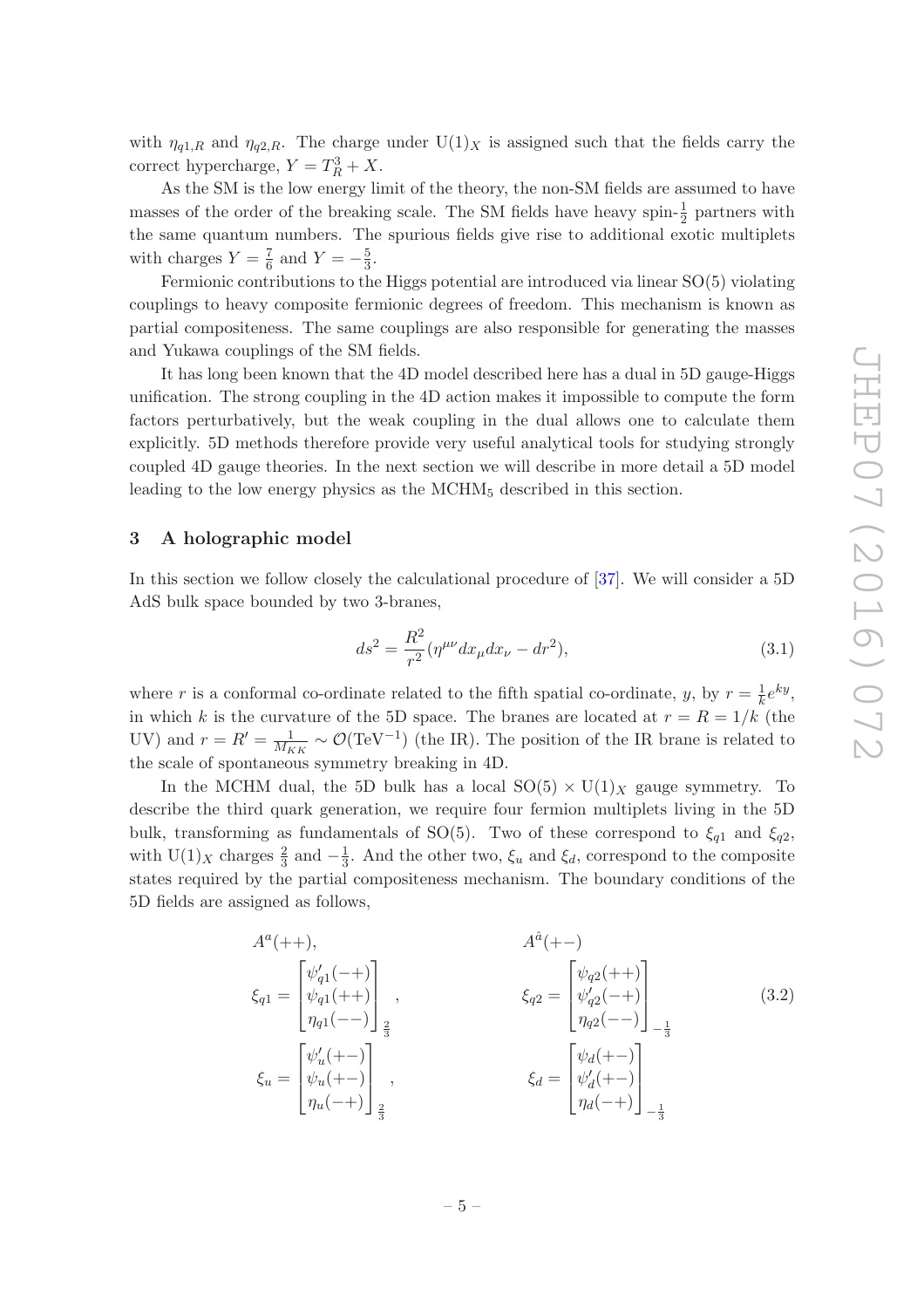with $\eta_{q1,R}$ and $\eta_{q2,R}$. The charge under $\mathrm{U}(1)_X$ is assigned such that the fields carry the correct hypercharge, $Y = T_R^3 + X$.

As the SM is the low energy limit of the theory, the non-SM fields are assumed to have masses of the order of the breaking scale. The SM fields have heavy spin-$\frac{1}{2}$ partners with the same quantum numbers. The spurious fields give rise to additional exotic multiplets with charges $Y = \frac{7}{6}$ and $Y = -\frac{5}{3}$.

Fermionic contributions to the Higgs potential are introduced via linear SO(5) violating couplings to heavy composite fermionic degrees of freedom. This mechanism is known as partial compositeness. The same couplings are also responsible for generating the masses and Yukawa couplings of the SM fields.

It has long been known that the 4D model described here has a dual in 5D gauge-Higgs unification. The strong coupling in the 4D action makes it impossible to compute the form factors perturbatively, but the weak coupling in the dual allows one to calculate them explicitly. 5D methods therefore provide very useful analytical tools for studying strongly coupled 4D gauge theories. In the next section we will describe in more detail a 5D model leading to the low energy physics as the $\mathrm{MCHM}_5$ described in this section.

## 3 A holographic model

In this section we follow closely the calculational procedure of [37]. We will consider a 5D AdS bulk space bounded by two 3-branes,

$$ds^2 = \frac{R^2}{r^2}(\eta^{\mu\nu}dx_\mu dx_\nu - dr^2), \tag{3.1}$$

where $r$ is a conformal co-ordinate related to the fifth spatial co-ordinate, $y$, by $r = \frac{1}{k}e^{ky}$, in which $k$ is the curvature of the 5D space. The branes are located at $r = R = 1/k$ (the UV) and $r = R' = \frac{1}{M_{KK}} \sim \mathcal{O}(\mathrm{TeV}^{-1})$ (the IR). The position of the IR brane is related to the scale of spontaneous symmetry breaking in 4D.

In the MCHM dual, the 5D bulk has a local $\mathrm{SO}(5) \times \mathrm{U}(1)_X$ gauge symmetry. To describe the third quark generation, we require four fermion multiplets living in the 5D bulk, transforming as fundamentals of SO(5). Two of these correspond to $\xi_{q1}$ and $\xi_{q2}$, with $\mathrm{U}(1)_X$ charges $\frac{2}{3}$ and $-\frac{1}{3}$. And the other two, $\xi_u$ and $\xi_d$, correspond to the composite states required by the partial compositeness mechanism. The boundary conditions of the 5D fields are assigned as follows,

$$\begin{aligned}
&A^a(++), && A^{\hat{a}}(+-) \\
&\xi_{q1} = \begin{bmatrix} \psi'_{q1}(-+) \\ \psi_{q1}(++) \\ \eta_{q1}(--) \end{bmatrix}_{\frac{2}{3}}, && \xi_{q2} = \begin{bmatrix} \psi_{q2}(++) \\ \psi'_{q2}(-+) \\ \eta_{q2}(--) \end{bmatrix}_{-\frac{1}{3}} \\
&\xi_{u} = \begin{bmatrix} \psi'_{u}(+-) \\ \psi_{u}(+-) \\ \eta_{u}(-+) \end{bmatrix}_{\frac{2}{3}}, && \xi_{d} = \begin{bmatrix} \psi_{d}(+-) \\ \psi'_{d}(+-) \\ \eta_{d}(-+) \end{bmatrix}_{-\frac{1}{3}}
\end{aligned} \tag{3.2}$$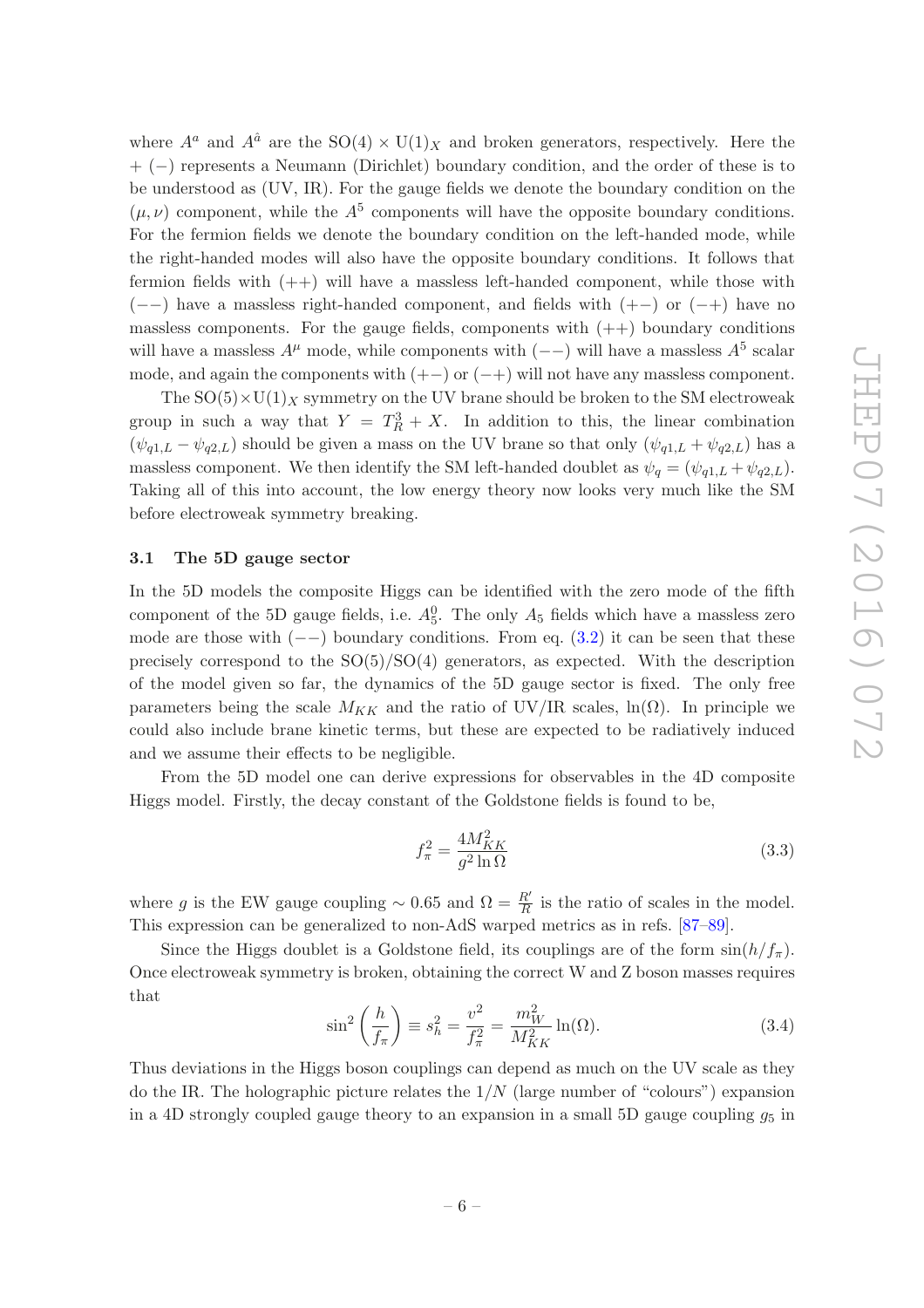where $A^a$ and $A^{\hat{a}}$ are the SO(4) $\times$ U(1)$_X$ and broken generators, respectively. Here the $+$ ($-$) represents a Neumann (Dirichlet) boundary condition, and the order of these is to be understood as (UV, IR). For the gauge fields we denote the boundary condition on the $(\mu, \nu)$ component, while the $A^5$ components will have the opposite boundary conditions. For the fermion fields we denote the boundary condition on the left-handed mode, while the right-handed modes will also have the opposite boundary conditions. It follows that fermion fields with $(++)$ will have a massless left-handed component, while those with $(--)$ have a massless right-handed component, and fields with $(+-)$ or $(-+)$ have no massless components. For the gauge fields, components with $(++)$ boundary conditions will have a massless $A^\mu$ mode, while components with $(--)$ will have a massless $A^5$ scalar mode, and again the components with $(+-)$ or $(-+)$ will not have any massless component.

The SO(5)$\times$U(1)$_X$ symmetry on the UV brane should be broken to the SM electroweak group in such a way that $Y = T^3_R + X$. In addition to this, the linear combination $(\psi_{q1,L} - \psi_{q2,L})$ should be given a mass on the UV brane so that only $(\psi_{q1,L} + \psi_{q2,L})$ has a massless component. We then identify the SM left-handed doublet as $\psi_q = (\psi_{q1,L} + \psi_{q2,L})$. Taking all of this into account, the low energy theory now looks very much like the SM before electroweak symmetry breaking.

### 3.1 The 5D gauge sector

In the 5D models the composite Higgs can be identified with the zero mode of the fifth component of the 5D gauge fields, i.e. $A^0_5$. The only $A_5$ fields which have a massless zero mode are those with $(--)$ boundary conditions. From eq. (3.2) it can be seen that these precisely correspond to the SO(5)/SO(4) generators, as expected. With the description of the model given so far, the dynamics of the 5D gauge sector is fixed. The only free parameters being the scale $M_{KK}$ and the ratio of UV/IR scales, $\ln(\Omega)$. In principle we could also include brane kinetic terms, but these are expected to be radiatively induced and we assume their effects to be negligible.

From the 5D model one can derive expressions for observables in the 4D composite Higgs model. Firstly, the decay constant of the Goldstone fields is found to be,

$$f_\pi^2 = \frac{4M_{KK}^2}{g^2 \ln \Omega} \tag{3.3}$$

where $g$ is the EW gauge coupling $\sim 0.65$ and $\Omega = \frac{R'}{R}$ is the ratio of scales in the model. This expression can be generalized to non-AdS warped metrics as in refs. [87–89].

Since the Higgs doublet is a Goldstone field, its couplings are of the form $\sin(h/f_\pi)$. Once electroweak symmetry is broken, obtaining the correct W and Z boson masses requires that

$$\sin^2\left(\frac{h}{f_\pi}\right) \equiv s_h^2 = \frac{v^2}{f_\pi^2} = \frac{m_W^2}{M_{KK}^2} \ln(\Omega). \tag{3.4}$$

Thus deviations in the Higgs boson couplings can depend as much on the UV scale as they do the IR. The holographic picture relates the $1/N$ (large number of "colours") expansion in a 4D strongly coupled gauge theory to an expansion in a small 5D gauge coupling $g_5$ in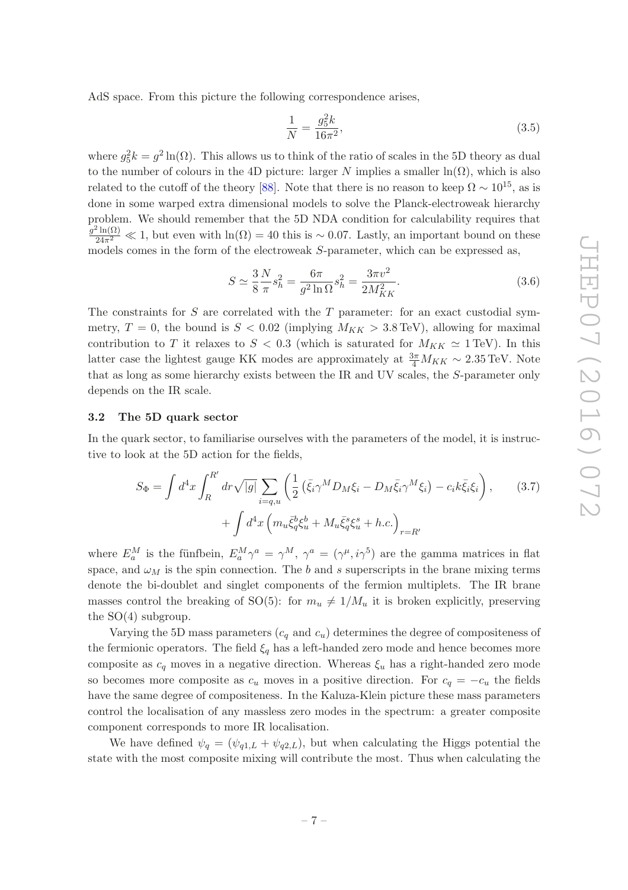AdS space. From this picture the following correspondence arises,

$$\frac{1}{N} = \frac{g_5^2 k}{16\pi^2}, \tag{3.5}$$

where $g_5^2 k = g^2 \ln(\Omega)$. This allows us to think of the ratio of scales in the 5D theory as dual to the number of colours in the 4D picture: larger $N$ implies a smaller $\ln(\Omega)$, which is also related to the cutoff of the theory [88]. Note that there is no reason to keep $\Omega \sim 10^{15}$, as is done in some warped extra dimensional models to solve the Planck-electroweak hierarchy problem. We should remember that the 5D NDA condition for calculability requires that $\frac{g^2 \ln(\Omega)}{24\pi^2} \ll 1$, but even with $\ln(\Omega) = 40$ this is $\sim 0.07$. Lastly, an important bound on these models comes in the form of the electroweak $S$-parameter, which can be expressed as,

$$S \simeq \frac{3}{8}\frac{N}{\pi} s_h^2 = \frac{6\pi}{g^2 \ln \Omega} s_h^2 = \frac{3\pi v^2}{2M_{KK}^2}. \tag{3.6}$$

The constraints for $S$ are correlated with the $T$ parameter: for an exact custodial symmetry, $T = 0$, the bound is $S < 0.02$ (implying $M_{KK} > 3.8\,\text{TeV}$), allowing for maximal contribution to $T$ it relaxes to $S < 0.3$ (which is saturated for $M_{KK} \simeq 1\,\text{TeV}$). In this latter case the lightest gauge KK modes are approximately at $\frac{3\pi}{4} M_{KK} \sim 2.35\,\text{TeV}$. Note that as long as some hierarchy exists between the IR and UV scales, the $S$-parameter only depends on the IR scale.

### 3.2 The 5D quark sector

In the quark sector, to familiarise ourselves with the parameters of the model, it is instructive to look at the 5D action for the fields,

$$\begin{aligned} S_\Phi = \int d^4x \int_R^{R'} dr \sqrt{|g|} \sum_{i=q,u} \left( \frac{1}{2}\left(\bar{\xi}_i \gamma^M D_M \xi_i - D_M \bar{\xi}_i \gamma^M \xi_i\right) - c_i k \bar{\xi}_i \xi_i \right), \\ + \int d^4x \left( m_u \bar{\xi}_q^b \xi_u^b + M_u \bar{\xi}_q^s \xi_u^s + h.c. \right)_{r=R'} \end{aligned} \tag{3.7}$$

where $E_a^M$ is the fünfbein, $E_a^M \gamma^a = \gamma^M$, $\gamma^a = (\gamma^\mu, i\gamma^5)$ are the gamma matrices in flat space, and $\omega_M$ is the spin connection. The $b$ and $s$ superscripts in the brane mixing terms denote the bi-doublet and singlet components of the fermion multiplets. The IR brane masses control the breaking of SO(5): for $m_u \neq 1/M_u$ it is broken explicitly, preserving the SO(4) subgroup.

Varying the 5D mass parameters ($c_q$ and $c_u$) determines the degree of compositeness of the fermionic operators. The field $\xi_q$ has a left-handed zero mode and hence becomes more composite as $c_q$ moves in a negative direction. Whereas $\xi_u$ has a right-handed zero mode so becomes more composite as $c_u$ moves in a positive direction. For $c_q = -c_u$ the fields have the same degree of compositeness. In the Kaluza-Klein picture these mass parameters control the localisation of any massless zero modes in the spectrum: a greater composite component corresponds to more IR localisation.

We have defined $\psi_q = (\psi_{q1,L} + \psi_{q2,L})$, but when calculating the Higgs potential the state with the most composite mixing will contribute the most. Thus when calculating the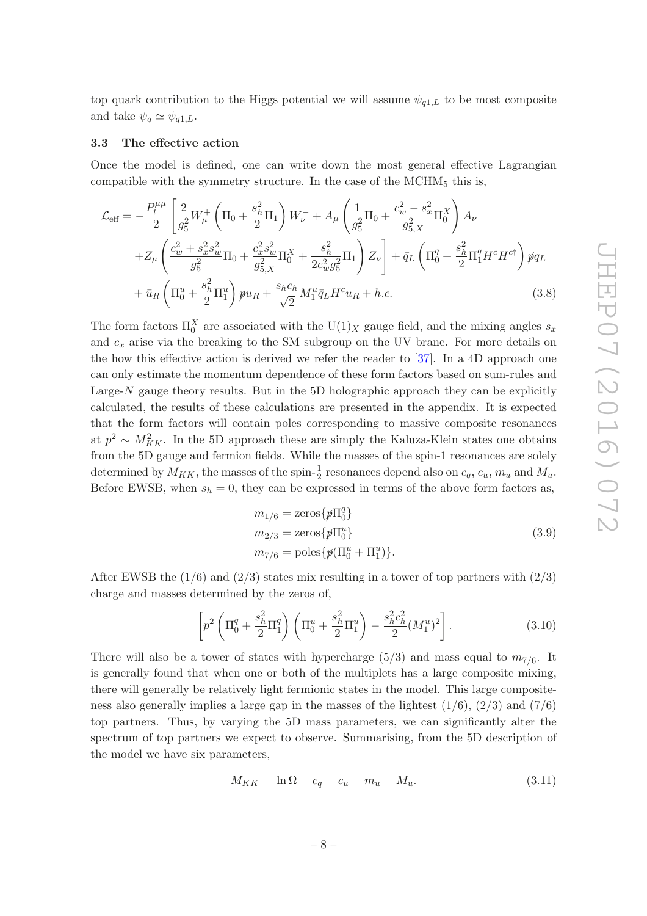top quark contribution to the Higgs potential we will assume $\psi_{q1,L}$ to be most composite and take $\psi_q \simeq \psi_{q1,L}$.

### 3.3 The effective action

Once the model is defined, one can write down the most general effective Lagrangian compatible with the symmetry structure. In the case of the $\text{MCHM}_5$ this is,

$$
\begin{aligned}
\mathcal{L}_{\text{eff}} = -\frac{P_t^{\mu\mu}}{2}\Bigg[&\frac{2}{g_5^2}W_\mu^+\left(\Pi_0+\frac{s_h^2}{2}\Pi_1\right)W_\nu^- + A_\mu\left(\frac{1}{g_5^2}\Pi_0+\frac{c_w^2-s_x^2}{g_{5,X}^2}\Pi_0^X\right)A_\nu \\
&+Z_\mu\left(\frac{c_w^2+s_x^2s_w^2}{g_5^2}\Pi_0+\frac{c_x^2s_w^2}{g_{5,X}^2}\Pi_0^X+\frac{s_h^2}{2c_w^2g_5^2}\Pi_1\right)Z_\nu\Bigg]+\bar{q}_L\left(\Pi_0^q+\frac{s_h^2}{2}\Pi_1^qH^cH^{c\dagger}\right)\not{p}q_L \\
&+\bar{u}_R\left(\Pi_0^u+\frac{s_h^2}{2}\Pi_1^u\right)\not{p}u_R+\frac{s_hc_h}{\sqrt{2}}M_1^u\bar{q}_LH^cu_R+h.c.
\end{aligned}
\tag{3.8}
$$

The form factors $\Pi_0^X$ are associated with the $\text{U}(1)_X$ gauge field, and the mixing angles $s_x$ and $c_x$ arise via the breaking to the SM subgroup on the UV brane. For more details on the how this effective action is derived we refer the reader to [37]. In a 4D approach one can only estimate the momentum dependence of these form factors based on sum-rules and Large-$N$ gauge theory results. But in the 5D holographic approach they can be explicitly calculated, the results of these calculations are presented in the appendix. It is expected that the form factors will contain poles corresponding to massive composite resonances at $p^2 \sim M_{KK}^2$. In the 5D approach these are simply the Kaluza-Klein states one obtains from the 5D gauge and fermion fields. While the masses of the spin-1 resonances are solely determined by $M_{KK}$, the masses of the spin-$\frac{1}{2}$ resonances depend also on $c_q$, $c_u$, $m_u$ and $M_u$. Before EWSB, when $s_h = 0$, they can be expressed in terms of the above form factors as,

$$
\begin{aligned}
m_{1/6} &= \text{zeros}\{\not{p}\Pi_0^q\} \\
m_{2/3} &= \text{zeros}\{\not{p}\Pi_0^u\} \\
m_{7/6} &= \text{poles}\{\not{p}(\Pi_0^u+\Pi_1^u)\}.
\end{aligned}
\tag{3.9}
$$

After EWSB the $(1/6)$ and $(2/3)$ states mix resulting in a tower of top partners with $(2/3)$ charge and masses determined by the zeros of,

$$
\left[p^2\left(\Pi_0^q+\frac{s_h^2}{2}\Pi_1^q\right)\left(\Pi_0^u+\frac{s_h^2}{2}\Pi_1^u\right)-\frac{s_h^2c_h^2}{2}(M_1^u)^2\right].
\tag{3.10}
$$

There will also be a tower of states with hypercharge $(5/3)$ and mass equal to $m_{7/6}$. It is generally found that when one or both of the multiplets has a large composite mixing, there will generally be relatively light fermionic states in the model. This large compositeness also generally implies a large gap in the masses of the lightest $(1/6)$, $(2/3)$ and $(7/6)$ top partners. Thus, by varying the 5D mass parameters, we can significantly alter the spectrum of top partners we expect to observe. Summarising, from the 5D description of the model we have six parameters,

$$
M_{KK} \quad \ln\Omega \quad c_q \quad c_u \quad m_u \quad M_u.
\tag{3.11}
$$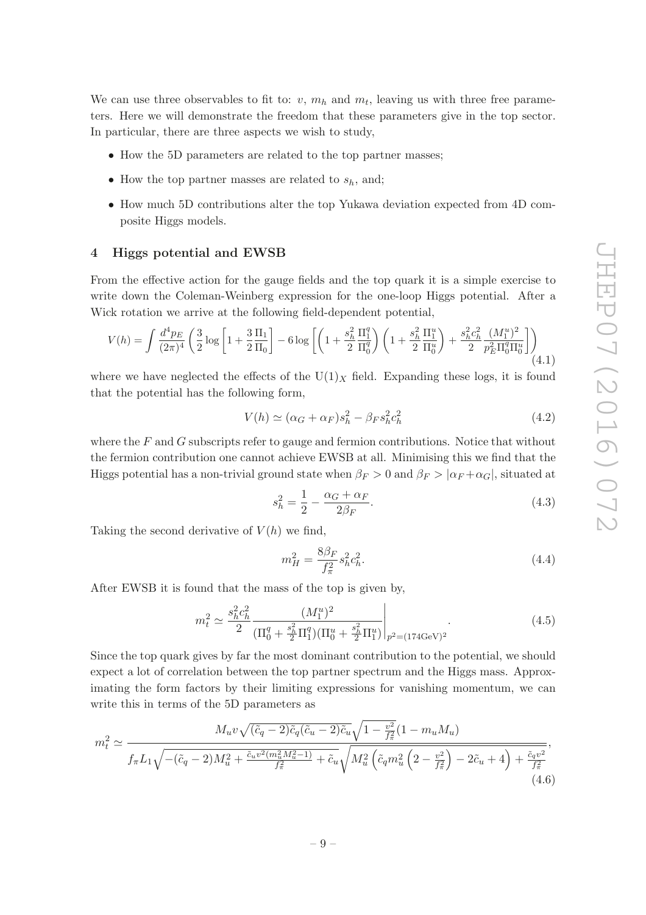We can use three observables to fit to: $v$, $m_h$ and $m_t$, leaving us with three free parameters. Here we will demonstrate the freedom that these parameters give in the top sector. In particular, there are three aspects we wish to study,

- How the 5D parameters are related to the top partner masses;
- How the top partner masses are related to $s_h$, and;
- How much 5D contributions alter the top Yukawa deviation expected from 4D composite Higgs models.

## 4 Higgs potential and EWSB

From the effective action for the gauge fields and the top quark it is a simple exercise to write down the Coleman-Weinberg expression for the one-loop Higgs potential. After a Wick rotation we arrive at the following field-dependent potential,

$$V(h) = \int \frac{d^4 p_E}{(2\pi)^4} \left( \frac{3}{2} \log \left[ 1 + \frac{3}{2}\frac{\Pi_1}{\Pi_0} \right] - 6 \log \left[ \left( 1 + \frac{s_h^2}{2}\frac{\Pi_1^q}{\Pi_0^q} \right) \left( 1 + \frac{s_h^2}{2}\frac{\Pi_1^u}{\Pi_0^u} \right) + \frac{s_h^2 c_h^2}{2} \frac{(M_1^u)^2}{p_E^2 \Pi_0^q \Pi_0^u} \right] \right) \tag{4.1}$$

where we have neglected the effects of the $\mathrm{U}(1)_X$ field. Expanding these logs, it is found that the potential has the following form,

$$V(h) \simeq (\alpha_G + \alpha_F) s_h^2 - \beta_F s_h^2 c_h^2 \tag{4.2}$$

where the $F$ and $G$ subscripts refer to gauge and fermion contributions. Notice that without the fermion contribution one cannot achieve EWSB at all. Minimising this we find that the Higgs potential has a non-trivial ground state when $\beta_F > 0$ and $\beta_F > |\alpha_F + \alpha_G|$, situated at

$$s_h^2 = \frac{1}{2} - \frac{\alpha_G + \alpha_F}{2\beta_F}. \tag{4.3}$$

Taking the second derivative of $V(h)$ we find,

$$m_H^2 = \frac{8\beta_F}{f_\pi^2} s_h^2 c_h^2. \tag{4.4}$$

After EWSB it is found that the mass of the top is given by,

$$m_t^2 \simeq \frac{s_h^2 c_h^2}{2} \frac{(M_1^u)^2}{(\Pi_0^q + \frac{s_h^2}{2}\Pi_1^q)(\Pi_0^u + \frac{s_h^2}{2}\Pi_1^u)} \Bigg|_{p^2=(174\mathrm{GeV})^2}. \tag{4.5}$$

Since the top quark gives by far the most dominant contribution to the potential, we should expect a lot of correlation between the top partner spectrum and the Higgs mass. Approximating the form factors by their limiting expressions for vanishing momentum, we can write this in terms of the 5D parameters as

$$m_t^2 \simeq \frac{M_u v \sqrt{(\tilde{c}_q - 2)\tilde{c}_q (\tilde{c}_u - 2)\tilde{c}_u} \sqrt{1 - \frac{v^2}{f_\pi^2}} (1 - m_u M_u)}{f_\pi L_1 \sqrt{-(\tilde{c}_q - 2) M_u^2 + \frac{\tilde{c}_u v^2 (m_u^2 M_u^2 - 1)}{f_\pi^2} + \tilde{c}_u} \sqrt{M_u^2 \left( \tilde{c}_q m_u^2 \left( 2 - \frac{v^2}{f_\pi^2} \right) - 2\tilde{c}_u + 4 \right) + \frac{\tilde{c}_q v^2}{f_\pi^2}}}, \tag{4.6}$$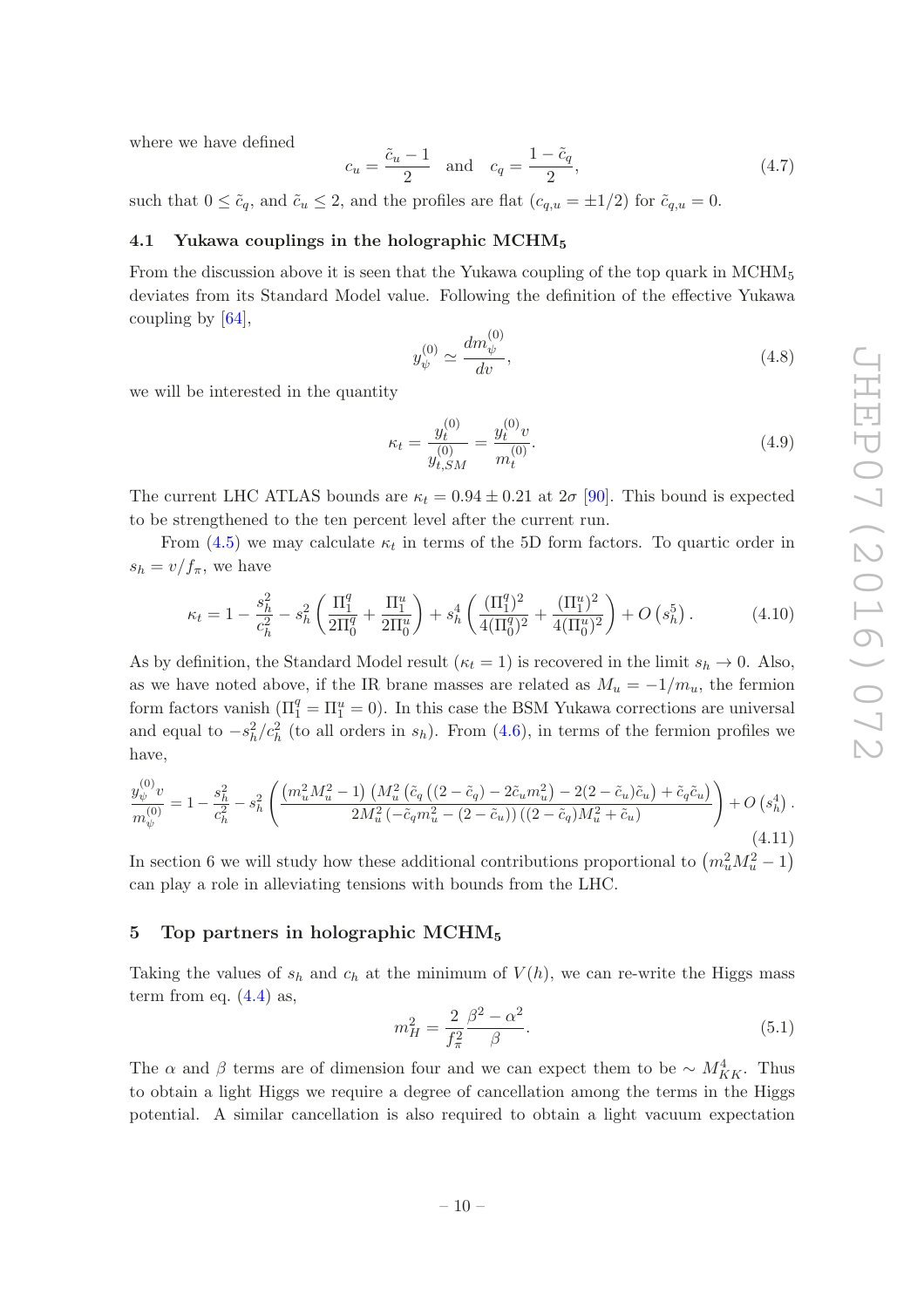where we have defined

$$c_u = \frac{\tilde{c}_u - 1}{2} \quad \text{and} \quad c_q = \frac{1 - \tilde{c}_q}{2}, \tag{4.7}$$

such that $0 \leq \tilde{c}_q$, and $\tilde{c}_u \leq 2$, and the profiles are flat ($c_{q,u} = \pm 1/2$) for $\tilde{c}_{q,u} = 0$.

### 4.1 Yukawa couplings in the holographic MCHM$_5$

From the discussion above it is seen that the Yukawa coupling of the top quark in MCHM$_5$ deviates from its Standard Model value. Following the definition of the effective Yukawa coupling by [64],

$$y_\psi^{(0)} \simeq \frac{dm_\psi^{(0)}}{dv}, \tag{4.8}$$

we will be interested in the quantity

$$\kappa_t = \frac{y_t^{(0)}}{y_{t,SM}^{(0)}} = \frac{y_t^{(0)} v}{m_t^{(0)}}. \tag{4.9}$$

The current LHC ATLAS bounds are $\kappa_t = 0.94 \pm 0.21$ at $2\sigma$ [90]. This bound is expected to be strengthened to the ten percent level after the current run.

From (4.5) we may calculate $\kappa_t$ in terms of the 5D form factors. To quartic order in $s_h = v/f_\pi$, we have

$$\kappa_t = 1 - \frac{s_h^2}{c_h^2} - s_h^2 \left( \frac{\Pi_1^q}{2\Pi_0^q} + \frac{\Pi_1^u}{2\Pi_0^u} \right) + s_h^4 \left( \frac{(\Pi_1^q)^2}{4(\Pi_0^q)^2} + \frac{(\Pi_1^u)^2}{4(\Pi_0^u)^2} \right) + O\left(s_h^5\right). \tag{4.10}$$

As by definition, the Standard Model result ($\kappa_t = 1$) is recovered in the limit $s_h \to 0$. Also, as we have noted above, if the IR brane masses are related as $M_u = -1/m_u$, the fermion form factors vanish ($\Pi_1^q = \Pi_1^u = 0$). In this case the BSM Yukawa corrections are universal and equal to $-s_h^2/c_h^2$ (to all orders in $s_h$). From (4.6), in terms of the fermion profiles we have,

$$\frac{y_\psi^{(0)} v}{m_\psi^{(0)}} = 1 - \frac{s_h^2}{c_h^2} - s_h^2 \left( \frac{\left(m_u^2 M_u^2 - 1\right)\left(M_u^2\left(\tilde{c}_q\left((2-\tilde{c}_q) - 2\tilde{c}_u m_u^2\right) - 2(2-\tilde{c}_u)\tilde{c}_u\right) + \tilde{c}_q \tilde{c}_u\right)}{2M_u^2\left(-\tilde{c}_q m_u^2 - (2-\tilde{c}_u)\right)\left((2-\tilde{c}_q)M_u^2 + \tilde{c}_u\right)} \right) + O\left(s_h^4\right). \tag{4.11}$$

In section 6 we will study how these additional contributions proportional to $\left(m_u^2 M_u^2 - 1\right)$ can play a role in alleviating tensions with bounds from the LHC.

## 5 Top partners in holographic MCHM$_5$

Taking the values of $s_h$ and $c_h$ at the minimum of $V(h)$, we can re-write the Higgs mass term from eq. (4.4) as,

$$m_H^2 = \frac{2}{f_\pi^2} \frac{\beta^2 - \alpha^2}{\beta}. \tag{5.1}$$

The $\alpha$ and $\beta$ terms are of dimension four and we can expect them to be $\sim M_{KK}^4$. Thus to obtain a light Higgs we require a degree of cancellation among the terms in the Higgs potential. A similar cancellation is also required to obtain a light vacuum expectation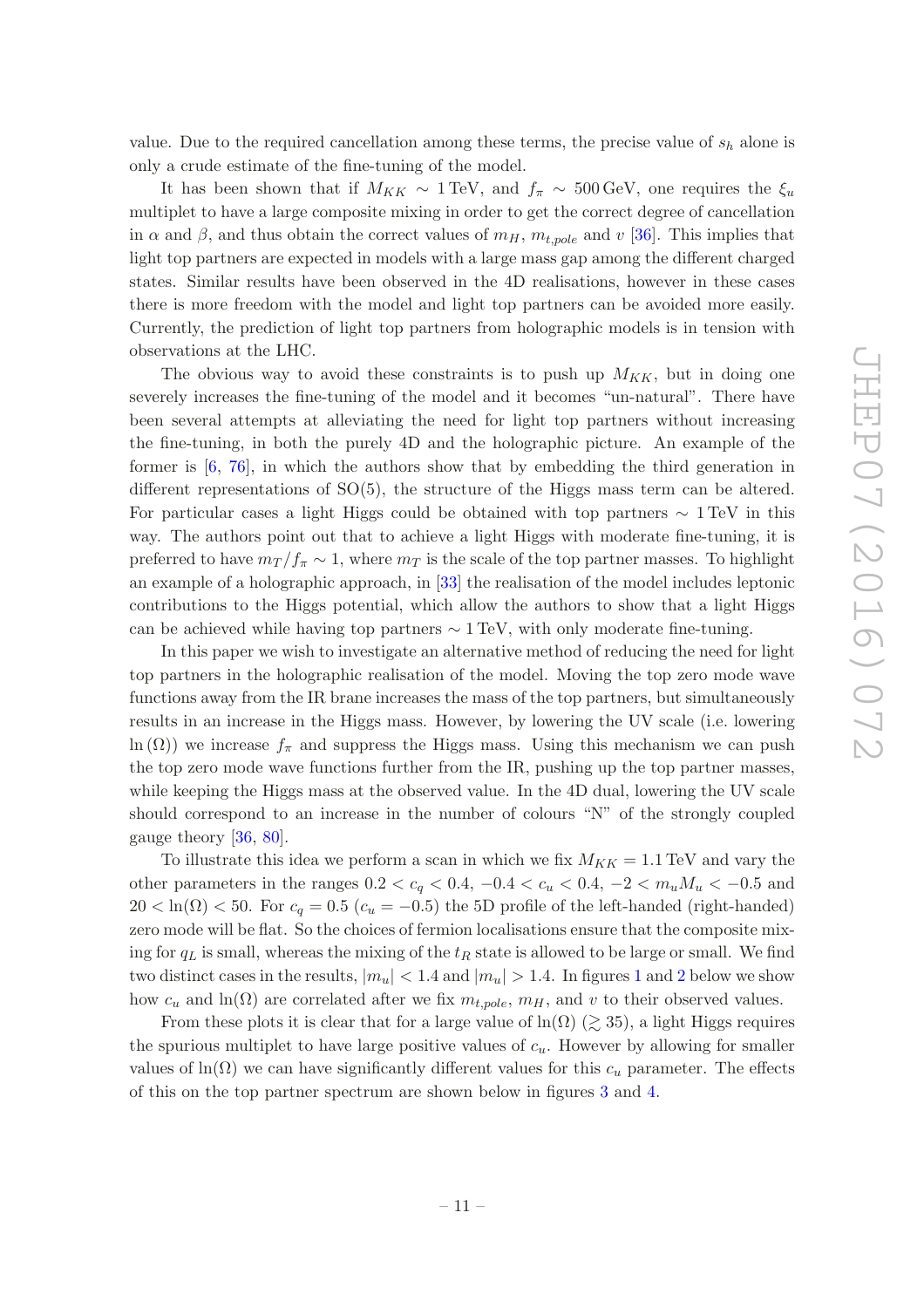value. Due to the required cancellation among these terms, the precise value of $s_h$ alone is only a crude estimate of the fine-tuning of the model.

It has been shown that if $M_{KK} \sim 1\,\text{TeV}$, and $f_\pi \sim 500\,\text{GeV}$, one requires the $\xi_u$ multiplet to have a large composite mixing in order to get the correct degree of cancellation in $\alpha$ and $\beta$, and thus obtain the correct values of $m_H$, $m_{t,pole}$ and $v$ [36]. This implies that light top partners are expected in models with a large mass gap among the different charged states. Similar results have been observed in the 4D realisations, however in these cases there is more freedom with the model and light top partners can be avoided more easily. Currently, the prediction of light top partners from holographic models is in tension with observations at the LHC.

The obvious way to avoid these constraints is to push up $M_{KK}$, but in doing one severely increases the fine-tuning of the model and it becomes "un-natural". There have been several attempts at alleviating the need for light top partners without increasing the fine-tuning, in both the purely 4D and the holographic picture. An example of the former is [6, 76], in which the authors show that by embedding the third generation in different representations of SO(5), the structure of the Higgs mass term can be altered. For particular cases a light Higgs could be obtained with top partners $\sim 1\,\text{TeV}$ in this way. The authors point out that to achieve a light Higgs with moderate fine-tuning, it is preferred to have $m_T/f_\pi \sim 1$, where $m_T$ is the scale of the top partner masses. To highlight an example of a holographic approach, in [33] the realisation of the model includes leptonic contributions to the Higgs potential, which allow the authors to show that a light Higgs can be achieved while having top partners $\sim 1\,\text{TeV}$, with only moderate fine-tuning.

In this paper we wish to investigate an alternative method of reducing the need for light top partners in the holographic realisation of the model. Moving the top zero mode wave functions away from the IR brane increases the mass of the top partners, but simultaneously results in an increase in the Higgs mass. However, by lowering the UV scale (i.e. lowering $\ln(\Omega)$) we increase $f_\pi$ and suppress the Higgs mass. Using this mechanism we can push the top zero mode wave functions further from the IR, pushing up the top partner masses, while keeping the Higgs mass at the observed value. In the 4D dual, lowering the UV scale should correspond to an increase in the number of colours "N" of the strongly coupled gauge theory [36, 80].

To illustrate this idea we perform a scan in which we fix $M_{KK} = 1.1\,\text{TeV}$ and vary the other parameters in the ranges $0.2 < c_q < 0.4$, $-0.4 < c_u < 0.4$, $-2 < m_u M_u < -0.5$ and $20 < \ln(\Omega) < 50$. For $c_q = 0.5$ ($c_u = -0.5$) the 5D profile of the left-handed (right-handed) zero mode will be flat. So the choices of fermion localisations ensure that the composite mixing for $q_L$ is small, whereas the mixing of the $t_R$ state is allowed to be large or small. We find two distinct cases in the results, $|m_u| < 1.4$ and $|m_u| > 1.4$. In figures 1 and 2 below we show how $c_u$ and $\ln(\Omega)$ are correlated after we fix $m_{t,pole}$, $m_H$, and $v$ to their observed values.

From these plots it is clear that for a large value of $\ln(\Omega)$ ($\gtrsim 35$), a light Higgs requires the spurious multiplet to have large positive values of $c_u$. However by allowing for smaller values of $\ln(\Omega)$ we can have significantly different values for this $c_u$ parameter. The effects of this on the top partner spectrum are shown below in figures 3 and 4.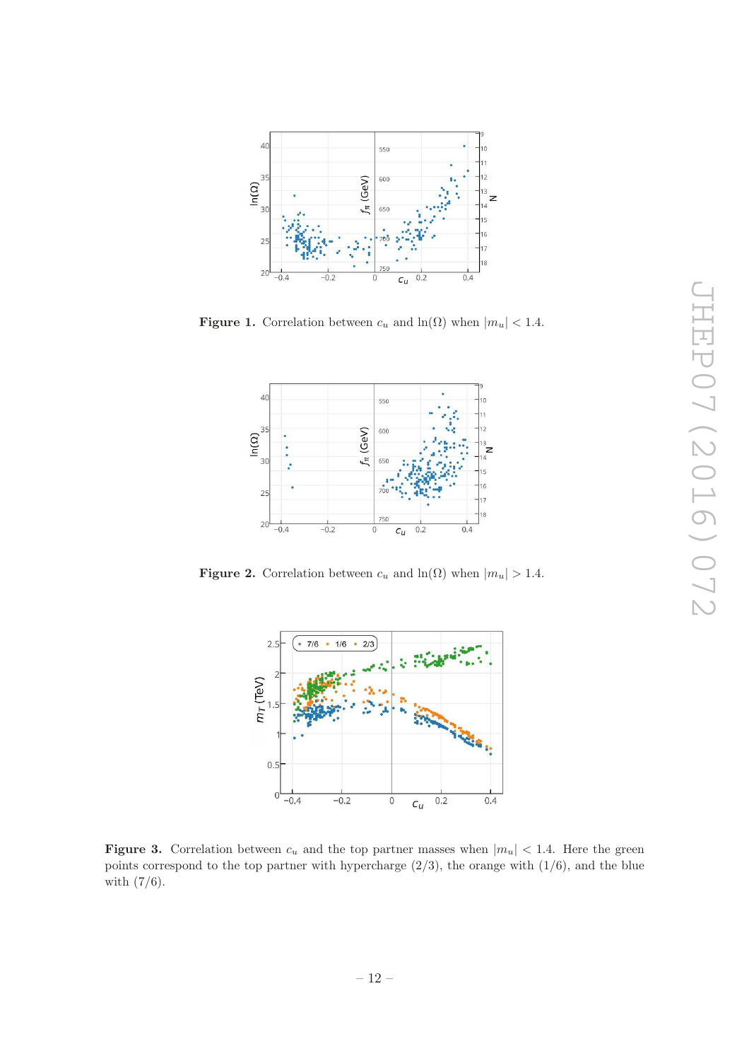**Figure 1.** Correlation between $c_u$ and $\ln(\Omega)$ when $|m_u| < 1.4$.

**Figure 2.** Correlation between $c_u$ and $\ln(\Omega)$ when $|m_u| > 1.4$.

**Figure 3.** Correlation between $c_u$ and the top partner masses when $|m_u| < 1.4$. Here the green points correspond to the top partner with hypercharge (2/3), the orange with (1/6), and the blue with (7/6).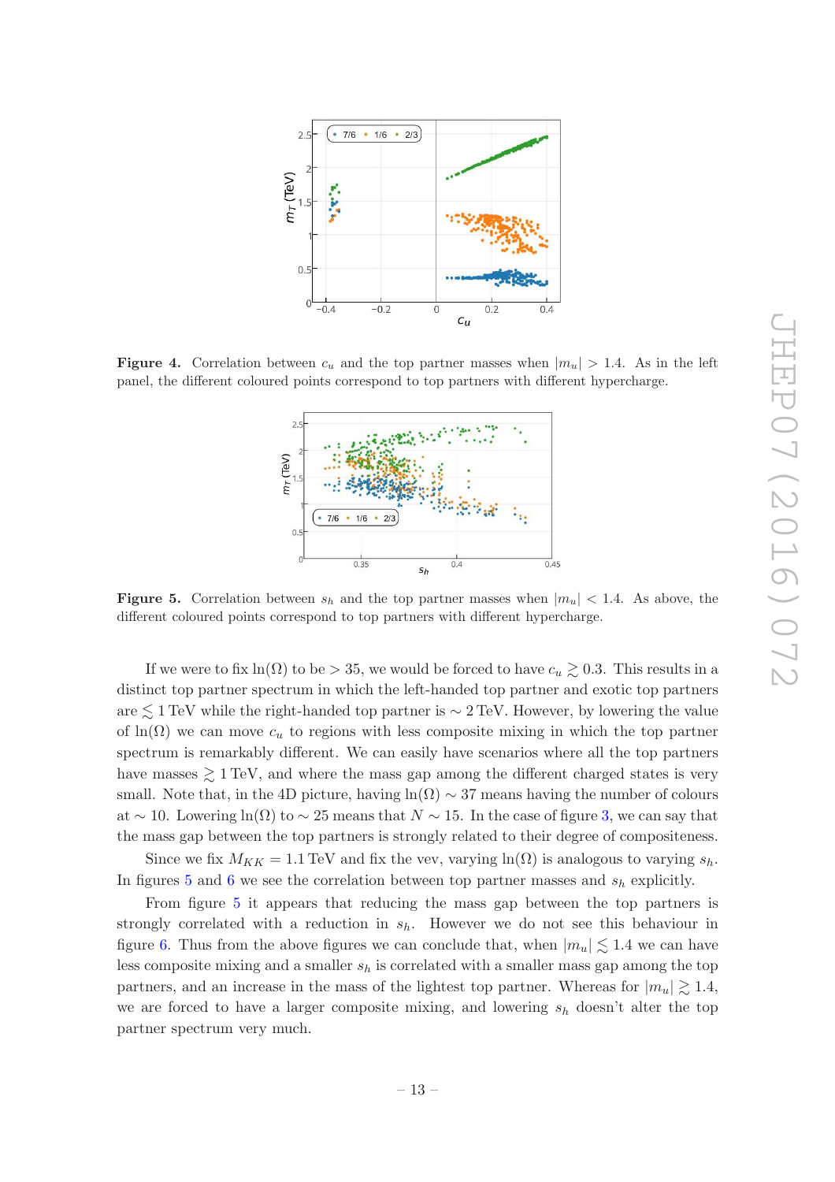**Figure 4.** Correlation between $c_u$ and the top partner masses when $|m_u| > 1.4$. As in the left panel, the different coloured points correspond to top partners with different hypercharge.

**Figure 5.** Correlation between $s_h$ and the top partner masses when $|m_u| < 1.4$. As above, the different coloured points correspond to top partners with different hypercharge.

If we were to fix $\ln(\Omega)$ to be $> 35$, we would be forced to have $c_u \gtrsim 0.3$. This results in a distinct top partner spectrum in which the left-handed top partner and exotic top partners are $\lesssim 1$ TeV while the right-handed top partner is $\sim 2$ TeV. However, by lowering the value of $\ln(\Omega)$ we can move $c_u$ to regions with less composite mixing in which the top partner spectrum is remarkably different. We can easily have scenarios where all the top partners have masses $\gtrsim 1$ TeV, and where the mass gap among the different charged states is very small. Note that, in the 4D picture, having $\ln(\Omega) \sim 37$ means having the number of colours at $\sim 10$. Lowering $\ln(\Omega)$ to $\sim 25$ means that $N \sim 15$. In the case of figure 3, we can say that the mass gap between the top partners is strongly related to their degree of compositeness.

Since we fix $M_{KK} = 1.1$ TeV and fix the vev, varying $\ln(\Omega)$ is analogous to varying $s_h$. In figures 5 and 6 we see the correlation between top partner masses and $s_h$ explicitly.

From figure 5 it appears that reducing the mass gap between the top partners is strongly correlated with a reduction in $s_h$. However we do not see this behaviour in figure 6. Thus from the above figures we can conclude that, when $|m_u| \lesssim 1.4$ we can have less composite mixing and a smaller $s_h$ is correlated with a smaller mass gap among the top partners, and an increase in the mass of the lightest top partner. Whereas for $|m_u| \gtrsim 1.4$, we are forced to have a larger composite mixing, and lowering $s_h$ doesn't alter the top partner spectrum very much.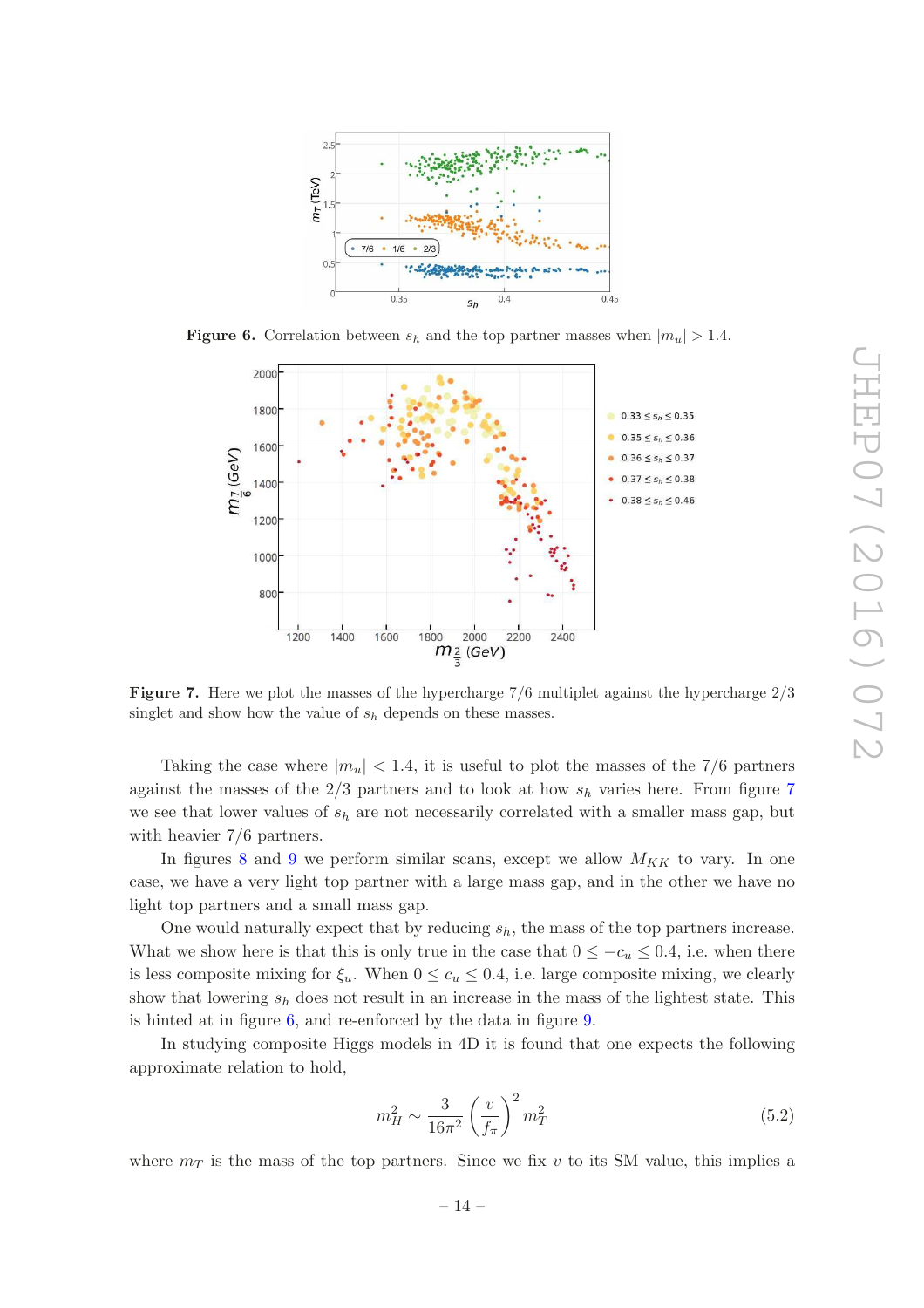**Figure 6.** Correlation between $s_h$ and the top partner masses when $|m_u| > 1.4$.

**Figure 7.** Here we plot the masses of the hypercharge 7/6 multiplet against the hypercharge 2/3 singlet and show how the value of $s_h$ depends on these masses.

Taking the case where $|m_u| < 1.4$, it is useful to plot the masses of the 7/6 partners against the masses of the 2/3 partners and to look at how $s_h$ varies here. From figure 7 we see that lower values of $s_h$ are not necessarily correlated with a smaller mass gap, but with heavier 7/6 partners.

In figures 8 and 9 we perform similar scans, except we allow $M_{KK}$ to vary. In one case, we have a very light top partner with a large mass gap, and in the other we have no light top partners and a small mass gap.

One would naturally expect that by reducing $s_h$, the mass of the top partners increase. What we show here is that this is only true in the case that $0 \leq -c_u \leq 0.4$, i.e. when there is less composite mixing for $\xi_u$. When $0 \leq c_u \leq 0.4$, i.e. large composite mixing, we clearly show that lowering $s_h$ does not result in an increase in the mass of the lightest state. This is hinted at in figure 6, and re-enforced by the data in figure 9.

In studying composite Higgs models in 4D it is found that one expects the following approximate relation to hold,

$$m_H^2 \sim \frac{3}{16\pi^2}\left(\frac{v}{f_\pi}\right)^2 m_T^2 \tag{5.2}$$

where $m_T$ is the mass of the top partners. Since we fix $v$ to its SM value, this implies a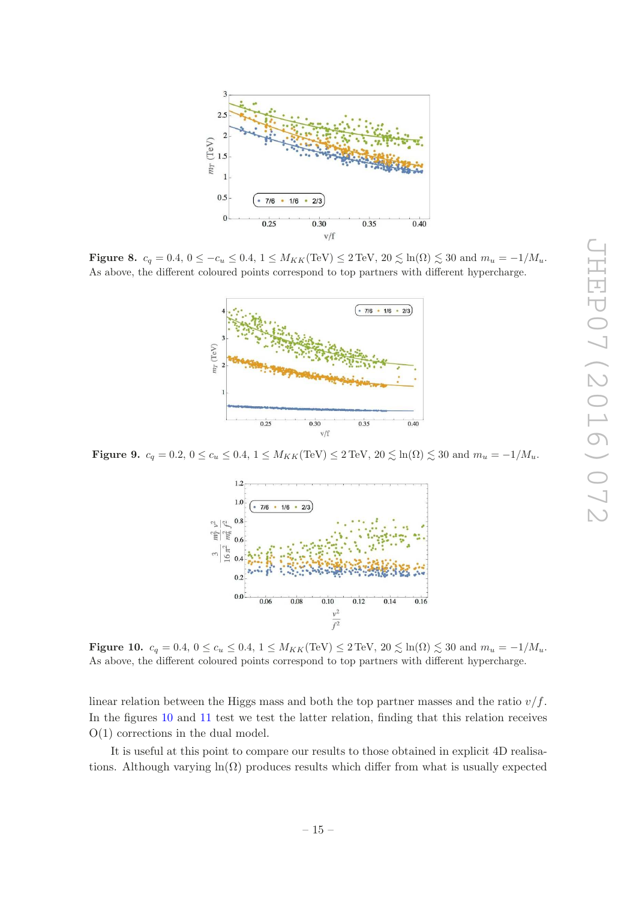**Figure 8.** $c_q = 0.4$, $0 \leq -c_u \leq 0.4$, $1 \leq M_{KK}(\text{TeV}) \leq 2\,\text{TeV}$, $20 \lesssim \ln(\Omega) \lesssim 30$ and $m_u = -1/M_u$. As above, the different coloured points correspond to top partners with different hypercharge.

**Figure 9.** $c_q = 0.2$, $0 \leq c_u \leq 0.4$, $1 \leq M_{KK}(\text{TeV}) \leq 2\,\text{TeV}$, $20 \lesssim \ln(\Omega) \lesssim 30$ and $m_u = -1/M_u$.

**Figure 10.** $c_q = 0.4$, $0 \leq c_u \leq 0.4$, $1 \leq M_{KK}(\text{TeV}) \leq 2\,\text{TeV}$, $20 \lesssim \ln(\Omega) \lesssim 30$ and $m_u = -1/M_u$. As above, the different coloured points correspond to top partners with different hypercharge.

linear relation between the Higgs mass and both the top partner masses and the ratio $v/f$. In the figures 10 and 11 test we test the latter relation, finding that this relation receives O(1) corrections in the dual model.

It is useful at this point to compare our results to those obtained in explicit 4D realisations. Although varying $\ln(\Omega)$ produces results which differ from what is usually expected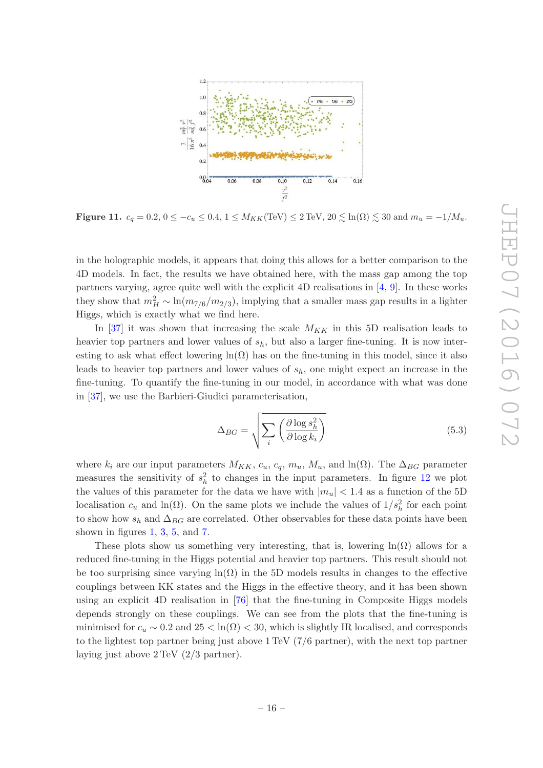**Figure 11.** $c_q = 0.2$, $0 \leq -c_u \leq 0.4$, $1 \leq M_{KK}(\text{TeV}) \leq 2\,\text{TeV}$, $20 \lesssim \ln(\Omega) \lesssim 30$ and $m_u = -1/M_u$.

in the holographic models, it appears that doing this allows for a better comparison to the 4D models. In fact, the results we have obtained here, with the mass gap among the top partners varying, agree quite well with the explicit 4D realisations in [4, 9]. In these works they show that $m_H^2 \sim \ln(m_{7/6}/m_{2/3})$, implying that a smaller mass gap results in a lighter Higgs, which is exactly what we find here.

In [37] it was shown that increasing the scale $M_{KK}$ in this 5D realisation leads to heavier top partners and lower values of $s_h$, but also a larger fine-tuning. It is now interesting to ask what effect lowering $\ln(\Omega)$ has on the fine-tuning in this model, since it also leads to heavier top partners and lower values of $s_h$, one might expect an increase in the fine-tuning. To quantify the fine-tuning in our model, in accordance with what was done in [37], we use the Barbieri-Giudici parameterisation,

$$\Delta_{BG} = \sqrt{\sum_i \left( \frac{\partial \log s_h^2}{\partial \log k_i} \right)} \tag{5.3}$$

where $k_i$ are our input parameters $M_{KK}$, $c_u$, $c_q$, $m_u$, $M_u$, and $\ln(\Omega)$. The $\Delta_{BG}$ parameter measures the sensitivity of $s_h^2$ to changes in the input parameters. In figure 12 we plot the values of this parameter for the data we have with $|m_u| < 1.4$ as a function of the 5D localisation $c_u$ and $\ln(\Omega)$. On the same plots we include the values of $1/s_h^2$ for each point to show how $s_h$ and $\Delta_{BG}$ are correlated. Other observables for these data points have been shown in figures 1, 3, 5, and 7.

These plots show us something very interesting, that is, lowering $\ln(\Omega)$ allows for a reduced fine-tuning in the Higgs potential and heavier top partners. This result should not be too surprising since varying $\ln(\Omega)$ in the 5D models results in changes to the effective couplings between KK states and the Higgs in the effective theory, and it has been shown using an explicit 4D realisation in [76] that the fine-tuning in Composite Higgs models depends strongly on these couplings. We can see from the plots that the fine-tuning is minimised for $c_u \sim 0.2$ and $25 < \ln(\Omega) < 30$, which is slightly IR localised, and corresponds to the lightest top partner being just above 1 TeV (7/6 partner), with the next top partner laying just above 2 TeV (2/3 partner).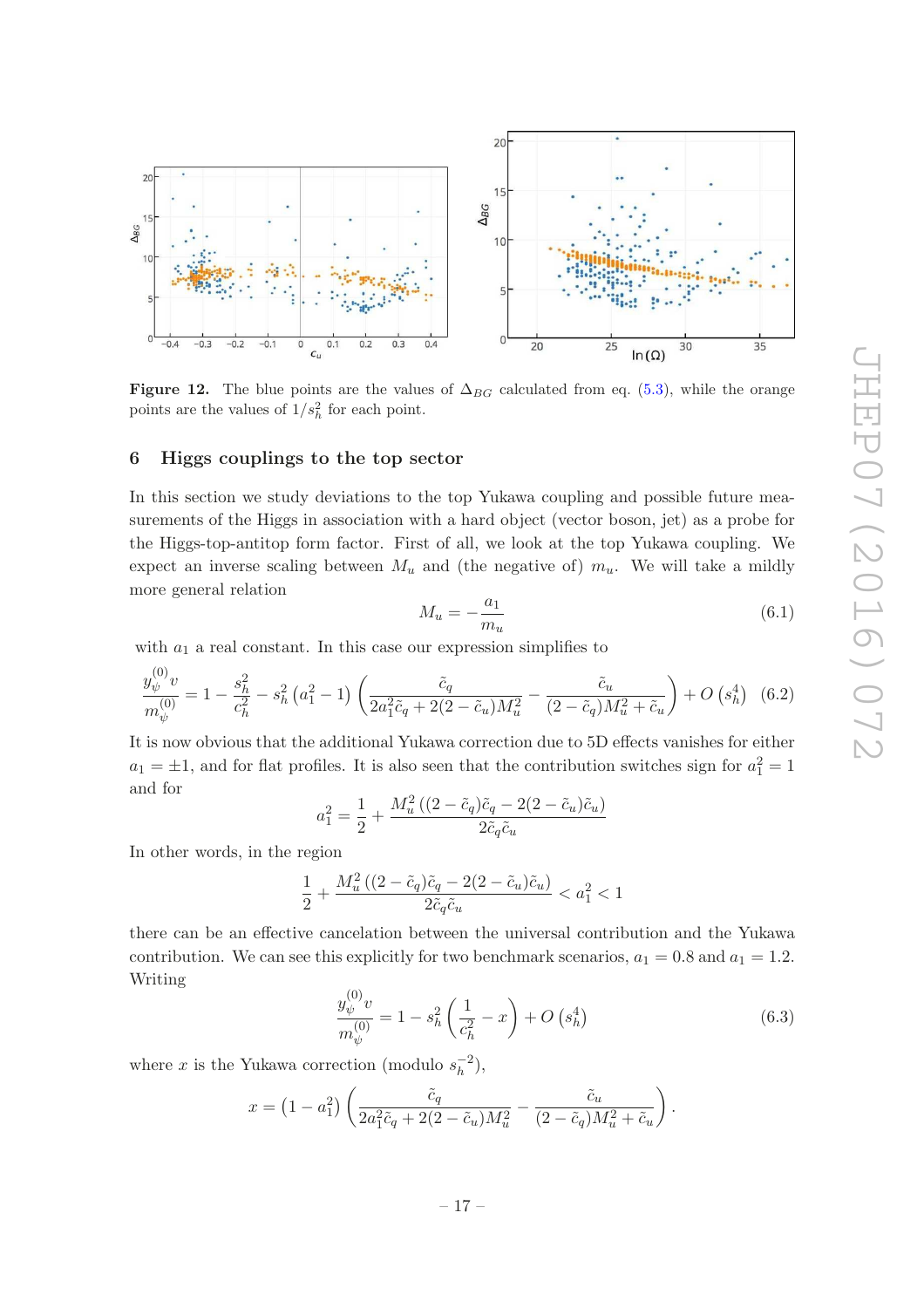**Figure 12.** The blue points are the values of $\Delta_{BG}$ calculated from eq. (5.3), while the orange points are the values of $1/s_h^2$ for each point.

## 6 Higgs couplings to the top sector

In this section we study deviations to the top Yukawa coupling and possible future measurements of the Higgs in association with a hard object (vector boson, jet) as a probe for the Higgs-top-antitop form factor. First of all, we look at the top Yukawa coupling. We expect an inverse scaling between $M_u$ and (the negative of) $m_u$. We will take a mildly more general relation

$$M_u = -\frac{a_1}{m_u} \tag{6.1}$$

with $a_1$ a real constant. In this case our expression simplifies to

$$\frac{y_\psi^{(0)} v}{m_\psi^{(0)}} = 1 - \frac{s_h^2}{c_h^2} - s_h^2\left(a_1^2 - 1\right)\left(\frac{\tilde{c}_q}{2a_1^2\tilde{c}_q + 2(2-\tilde{c}_u)M_u^2} - \frac{\tilde{c}_u}{(2-\tilde{c}_q)M_u^2 + \tilde{c}_u}\right) + O\left(s_h^4\right) \tag{6.2}$$

It is now obvious that the additional Yukawa correction due to 5D effects vanishes for either $a_1 = \pm 1$, and for flat profiles. It is also seen that the contribution switches sign for $a_1^2 = 1$ and for

$$a_1^2 = \frac{1}{2} + \frac{M_u^2\left((2-\tilde{c}_q)\tilde{c}_q - 2(2-\tilde{c}_u)\tilde{c}_u\right)}{2\tilde{c}_q\tilde{c}_u}$$

In other words, in the region

$$\frac{1}{2} + \frac{M_u^2\left((2-\tilde{c}_q)\tilde{c}_q - 2(2-\tilde{c}_u)\tilde{c}_u\right)}{2\tilde{c}_q\tilde{c}_u} < a_1^2 < 1$$

there can be an effective cancelation between the universal contribution and the Yukawa contribution. We can see this explicitly for two benchmark scenarios, $a_1 = 0.8$ and $a_1 = 1.2$. Writing

$$\frac{y_\psi^{(0)} v}{m_\psi^{(0)}} = 1 - s_h^2\left(\frac{1}{c_h^2} - x\right) + O\left(s_h^4\right) \tag{6.3}$$

where $x$ is the Yukawa correction (modulo $s_h^{-2}$),

$$x = \left(1 - a_1^2\right)\left(\frac{\tilde{c}_q}{2a_1^2\tilde{c}_q + 2(2-\tilde{c}_u)M_u^2} - \frac{\tilde{c}_u}{(2-\tilde{c}_q)M_u^2 + \tilde{c}_u}\right).$$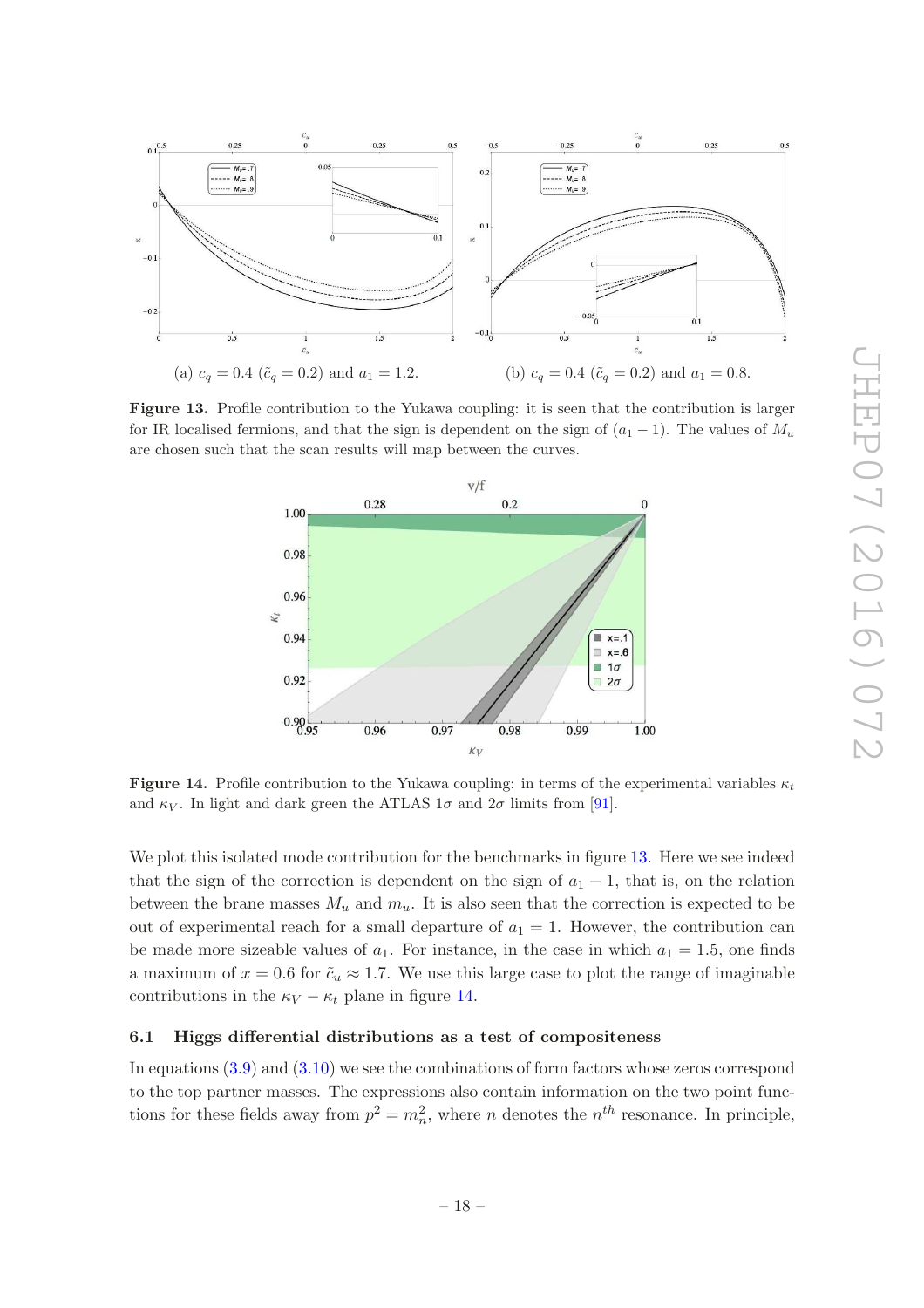(a) $c_q = 0.4$ ($\tilde{c}_q = 0.2$) and $a_1 = 1.2$.

(b) $c_q = 0.4$ ($\tilde{c}_q = 0.2$) and $a_1 = 0.8$.

**Figure 13.** Profile contribution to the Yukawa coupling: it is seen that the contribution is larger for IR localised fermions, and that the sign is dependent on the sign of $(a_1 - 1)$. The values of $M_u$ are chosen such that the scan results will map between the curves.

**Figure 14.** Profile contribution to the Yukawa coupling: in terms of the experimental variables $\kappa_t$ and $\kappa_V$. In light and dark green the ATLAS $1\sigma$ and $2\sigma$ limits from [91].

We plot this isolated mode contribution for the benchmarks in figure 13. Here we see indeed that the sign of the correction is dependent on the sign of $a_1 - 1$, that is, on the relation between the brane masses $M_u$ and $m_u$. It is also seen that the correction is expected to be out of experimental reach for a small departure of $a_1 = 1$. However, the contribution can be made more sizeable values of $a_1$. For instance, in the case in which $a_1 = 1.5$, one finds a maximum of $x = 0.6$ for $\tilde{c}_u \approx 1.7$. We use this large case to plot the range of imaginable contributions in the $\kappa_V - \kappa_t$ plane in figure 14.

### 6.1 Higgs differential distributions as a test of compositeness

In equations (3.9) and (3.10) we see the combinations of form factors whose zeros correspond to the top partner masses. The expressions also contain information on the two point functions for these fields away from $p^2 = m_n^2$, where $n$ denotes the $n^{th}$ resonance. In principle,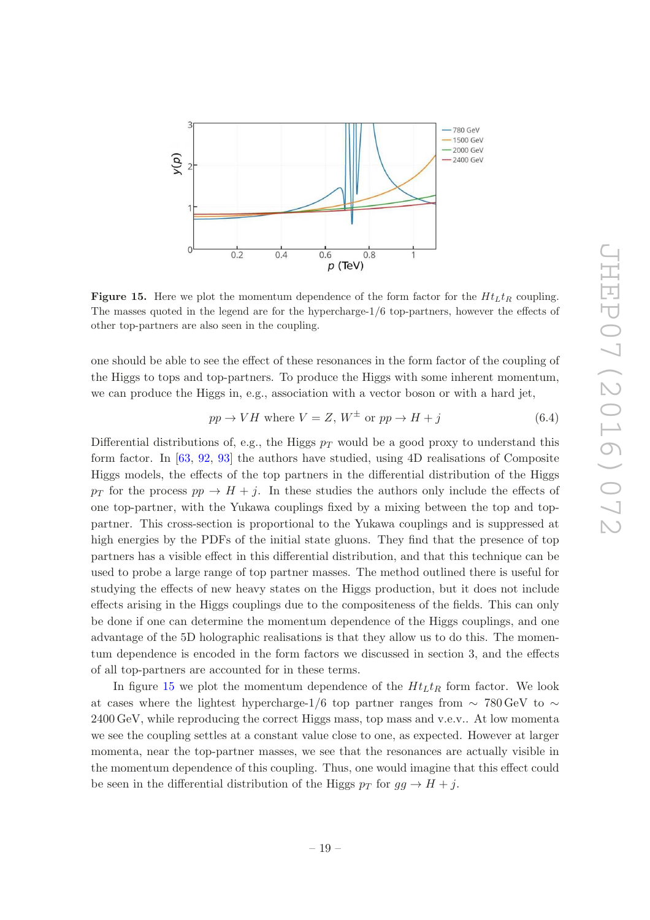**Figure 15.** Here we plot the momentum dependence of the form factor for the $Ht_Lt_R$ coupling. The masses quoted in the legend are for the hypercharge-1/6 top-partners, however the effects of other top-partners are also seen in the coupling.

one should be able to see the effect of these resonances in the form factor of the coupling of the Higgs to tops and top-partners. To produce the Higgs with some inherent momentum, we can produce the Higgs in, e.g., association with a vector boson or with a hard jet,

$$pp \to VH \text{ where } V = Z,\, W^{\pm} \text{ or } pp \to H + j \tag{6.4}$$

Differential distributions of, e.g., the Higgs $p_T$ would be a good proxy to understand this form factor. In [63, 92, 93] the authors have studied, using 4D realisations of Composite Higgs models, the effects of the top partners in the differential distribution of the Higgs $p_T$ for the process $pp \to H + j$. In these studies the authors only include the effects of one top-partner, with the Yukawa couplings fixed by a mixing between the top and top-partner. This cross-section is proportional to the Yukawa couplings and is suppressed at high energies by the PDFs of the initial state gluons. They find that the presence of top partners has a visible effect in this differential distribution, and that this technique can be used to probe a large range of top partner masses. The method outlined there is useful for studying the effects of new heavy states on the Higgs production, but it does not include effects arising in the Higgs couplings due to the compositeness of the fields. This can only be done if one can determine the momentum dependence of the Higgs couplings, and one advantage of the 5D holographic realisations is that they allow us to do this. The momentum dependence is encoded in the form factors we discussed in section 3, and the effects of all top-partners are accounted for in these terms.

In figure 15 we plot the momentum dependence of the $Ht_Lt_R$ form factor. We look at cases where the lightest hypercharge-1/6 top partner ranges from $\sim$ 780 GeV to $\sim$ 2400 GeV, while reproducing the correct Higgs mass, top mass and v.e.v.. At low momenta we see the coupling settles at a constant value close to one, as expected. However at larger momenta, near the top-partner masses, we see that the resonances are actually visible in the momentum dependence of this coupling. Thus, one would imagine that this effect could be seen in the differential distribution of the Higgs $p_T$ for $gg \to H + j$.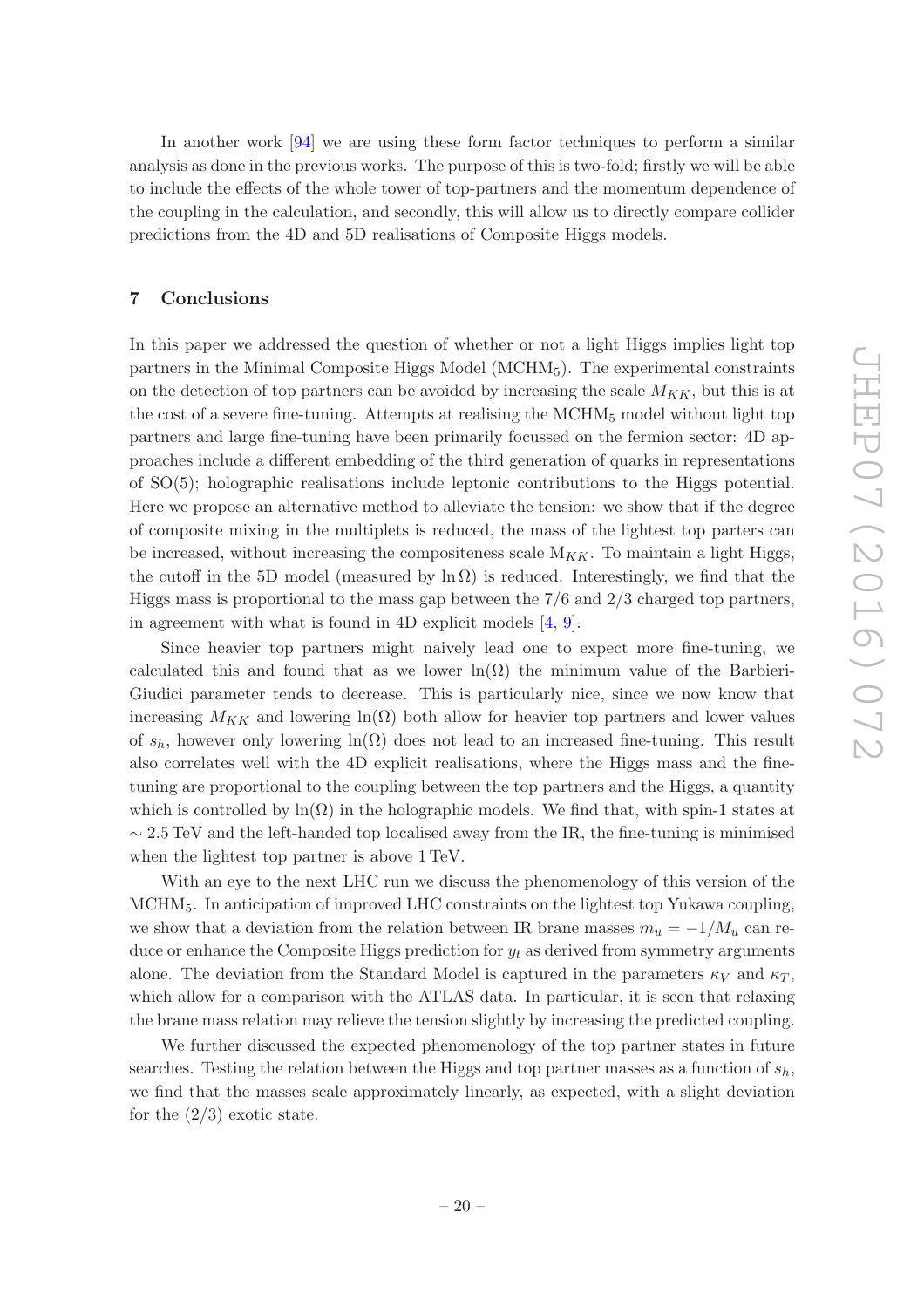In another work [94] we are using these form factor techniques to perform a similar analysis as done in the previous works. The purpose of this is two-fold; firstly we will be able to include the effects of the whole tower of top-partners and the momentum dependence of the coupling in the calculation, and secondly, this will allow us to directly compare collider predictions from the 4D and 5D realisations of Composite Higgs models.

## 7 Conclusions

In this paper we addressed the question of whether or not a light Higgs implies light top partners in the Minimal Composite Higgs Model ($\mathrm{MCHM}_5$). The experimental constraints on the detection of top partners can be avoided by increasing the scale $M_{KK}$, but this is at the cost of a severe fine-tuning. Attempts at realising the $\mathrm{MCHM}_5$ model without light top partners and large fine-tuning have been primarily focussed on the fermion sector: 4D approaches include a different embedding of the third generation of quarks in representations of SO(5); holographic realisations include leptonic contributions to the Higgs potential. Here we propose an alternative method to alleviate the tension: we show that if the degree of composite mixing in the multiplets is reduced, the mass of the lightest top parters can be increased, without increasing the compositeness scale $\mathrm{M}_{KK}$. To maintain a light Higgs, the cutoff in the 5D model (measured by $\ln \Omega$) is reduced. Interestingly, we find that the Higgs mass is proportional to the mass gap between the 7/6 and 2/3 charged top partners, in agreement with what is found in 4D explicit models [4, 9].

Since heavier top partners might naively lead one to expect more fine-tuning, we calculated this and found that as we lower $\ln(\Omega)$ the minimum value of the Barbieri-Giudici parameter tends to decrease. This is particularly nice, since we now know that increasing $M_{KK}$ and lowering $\ln(\Omega)$ both allow for heavier top partners and lower values of $s_h$, however only lowering $\ln(\Omega)$ does not lead to an increased fine-tuning. This result also correlates well with the 4D explicit realisations, where the Higgs mass and the fine-tuning are proportional to the coupling between the top partners and the Higgs, a quantity which is controlled by $\ln(\Omega)$ in the holographic models. We find that, with spin-1 states at $\sim 2.5\,\mathrm{TeV}$ and the left-handed top localised away from the IR, the fine-tuning is minimised when the lightest top partner is above 1 TeV.

With an eye to the next LHC run we discuss the phenomenology of this version of the $\mathrm{MCHM}_5$. In anticipation of improved LHC constraints on the lightest top Yukawa coupling, we show that a deviation from the relation between IR brane masses $m_u = -1/M_u$ can reduce or enhance the Composite Higgs prediction for $y_t$ as derived from symmetry arguments alone. The deviation from the Standard Model is captured in the parameters $\kappa_V$ and $\kappa_T$, which allow for a comparison with the ATLAS data. In particular, it is seen that relaxing the brane mass relation may relieve the tension slightly by increasing the predicted coupling.

We further discussed the expected phenomenology of the top partner states in future searches. Testing the relation between the Higgs and top partner masses as a function of $s_h$, we find that the masses scale approximately linearly, as expected, with a slight deviation for the (2/3) exotic state.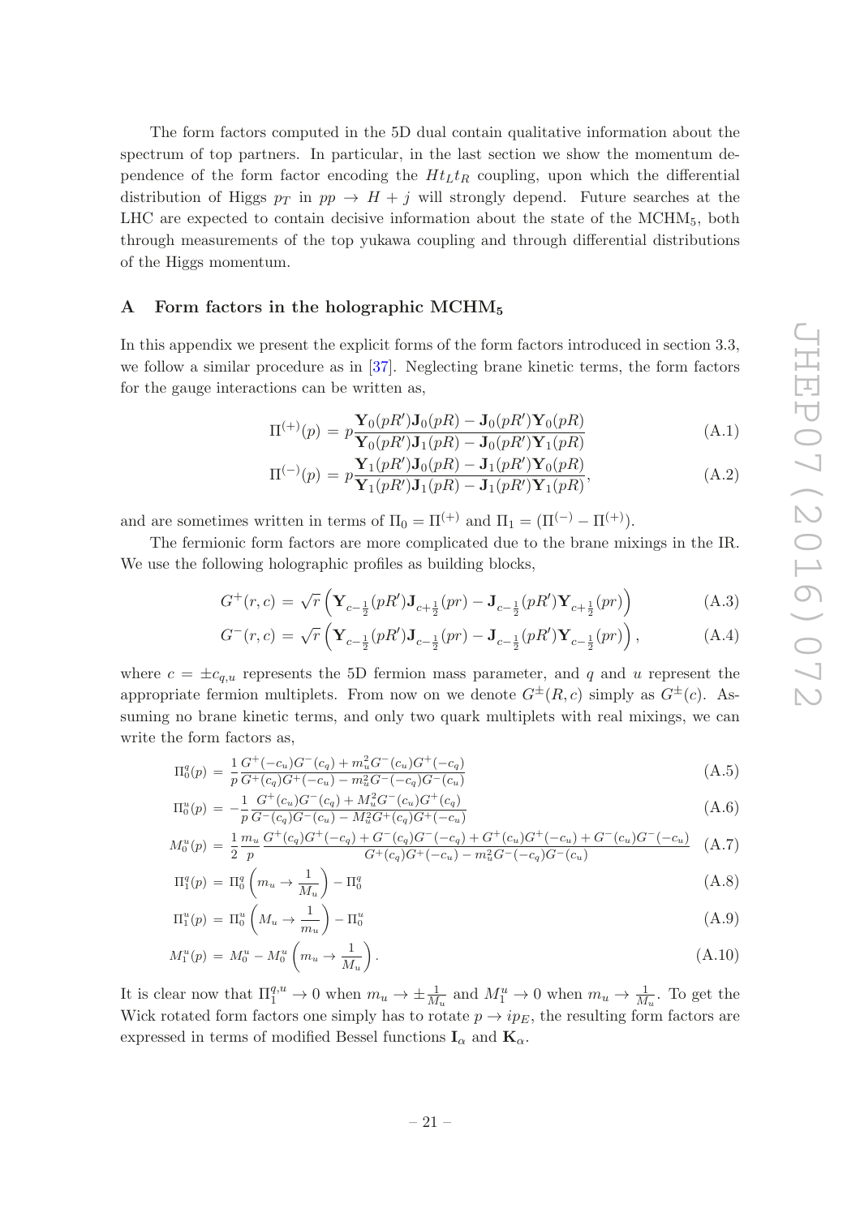The form factors computed in the 5D dual contain qualitative information about the spectrum of top partners. In particular, in the last section we show the momentum dependence of the form factor encoding the $Ht_Lt_R$ coupling, upon which the differential distribution of Higgs $p_T$ in $pp \to H + j$ will strongly depend. Future searches at the LHC are expected to contain decisive information about the state of the $\text{MCHM}_5$, both through measurements of the top yukawa coupling and through differential distributions of the Higgs momentum.

## A Form factors in the holographic $\text{MCHM}_5$

In this appendix we present the explicit forms of the form factors introduced in section 3.3, we follow a similar procedure as in [37]. Neglecting brane kinetic terms, the form factors for the gauge interactions can be written as,

$$\Pi^{(+)}(p) = p\frac{\mathbf{Y}_0(pR')\mathbf{J}_0(pR) - \mathbf{J}_0(pR')\mathbf{Y}_0(pR)}{\mathbf{Y}_0(pR')\mathbf{J}_1(pR) - \mathbf{J}_0(pR')\mathbf{Y}_1(pR)} \tag{A.1}$$

$$\Pi^{(-)}(p) = p\frac{\mathbf{Y}_1(pR')\mathbf{J}_0(pR) - \mathbf{J}_1(pR')\mathbf{Y}_0(pR)}{\mathbf{Y}_1(pR')\mathbf{J}_1(pR) - \mathbf{J}_1(pR')\mathbf{Y}_1(pR)}, \tag{A.2}$$

and are sometimes written in terms of $\Pi_0 = \Pi^{(+)}$ and $\Pi_1 = (\Pi^{(-)} - \Pi^{(+)})$.

The fermionic form factors are more complicated due to the brane mixings in the IR. We use the following holographic profiles as building blocks,

$$G^{+}(r,c) = \sqrt{r}\left(\mathbf{Y}_{c-\frac{1}{2}}(pR')\mathbf{J}_{c+\frac{1}{2}}(pr) - \mathbf{J}_{c-\frac{1}{2}}(pR')\mathbf{Y}_{c+\frac{1}{2}}(pr)\right) \tag{A.3}$$

$$G^{-}(r,c) = \sqrt{r}\left(\mathbf{Y}_{c-\frac{1}{2}}(pR')\mathbf{J}_{c-\frac{1}{2}}(pr) - \mathbf{J}_{c-\frac{1}{2}}(pR')\mathbf{Y}_{c-\frac{1}{2}}(pr)\right), \tag{A.4}$$

where $c = \pm c_{q,u}$ represents the 5D fermion mass parameter, and $q$ and $u$ represent the appropriate fermion multiplets. From now on we denote $G^{\pm}(R,c)$ simply as $G^{\pm}(c)$. Assuming no brane kinetic terms, and only two quark multiplets with real mixings, we can write the form factors as,

$$\Pi_0^q(p) = \frac{1}{p}\frac{G^+(-c_u)G^-(c_q) + m_u^2 G^-(c_u)G^+(-c_q)}{G^+(c_q)G^+(-c_u) - m_u^2 G^-(-c_q)G^-(c_u)} \tag{A.5}$$

$$\Pi_0^u(p) = -\frac{1}{p}\frac{G^+(c_u)G^-(c_q) + M_u^2 G^-(c_u)G^+(c_q)}{G^-(c_q)G^-(c_u) - M_u^2 G^+(c_q)G^+(-c_u)} \tag{A.6}$$

$$M_0^u(p) = \frac{1}{2}\frac{m_u}{p}\frac{G^+(c_q)G^+(-c_q) + G^-(c_q)G^-(-c_q) + G^+(c_u)G^+(-c_u) + G^-(c_u)G^-(-c_u)}{G^+(c_q)G^+(-c_u) - m_u^2 G^-(-c_q)G^-(c_u)} \tag{A.7}$$

$$\Pi_1^q(p) = \Pi_0^q\left(m_u \to \frac{1}{M_u}\right) - \Pi_0^q \tag{A.8}$$

$$\Pi_1^u(p) = \Pi_0^u\left(M_u \to \frac{1}{m_u}\right) - \Pi_0^u \tag{A.9}$$

$$M_1^u(p) = M_0^u - M_0^u\left(m_u \to \frac{1}{M_u}\right). \tag{A.10}$$

It is clear now that $\Pi_1^{q,u} \to 0$ when $m_u \to \pm\frac{1}{M_u}$ and $M_1^u \to 0$ when $m_u \to \frac{1}{M_u}$. To get the Wick rotated form factors one simply has to rotate $p \to ip_E$, the resulting form factors are expressed in terms of modified Bessel functions $\mathbf{I}_\alpha$ and $\mathbf{K}_\alpha$.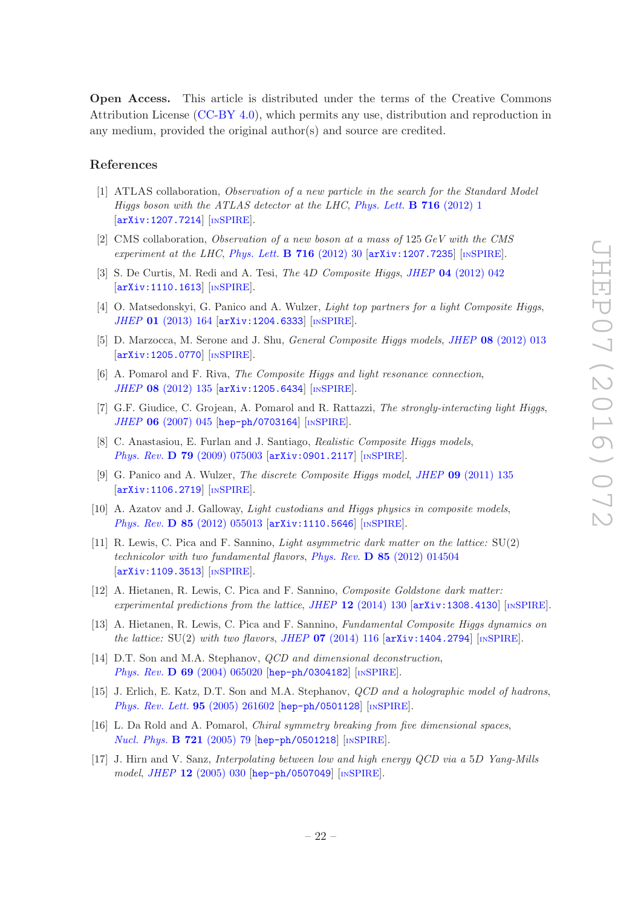**Open Access.** This article is distributed under the terms of the Creative Commons Attribution License (CC-BY 4.0), which permits any use, distribution and reproduction in any medium, provided the original author(s) and source are credited.

## References

[1] ATLAS collaboration, *Observation of a new particle in the search for the Standard Model Higgs boson with the ATLAS detector at the LHC*, *Phys. Lett.* **B 716** (2012) 1 [arXiv:1207.7214] [INSPIRE].

[2] CMS collaboration, *Observation of a new boson at a mass of* 125 *GeV with the CMS experiment at the LHC*, *Phys. Lett.* **B 716** (2012) 30 [arXiv:1207.7235] [INSPIRE].

[3] S. De Curtis, M. Redi and A. Tesi, *The 4D Composite Higgs*, *JHEP* **04** (2012) 042 [arXiv:1110.1613] [INSPIRE].

[4] O. Matsedonskyi, G. Panico and A. Wulzer, *Light top partners for a light Composite Higgs*, *JHEP* **01** (2013) 164 [arXiv:1204.6333] [INSPIRE].

[5] D. Marzocca, M. Serone and J. Shu, *General Composite Higgs models*, *JHEP* **08** (2012) 013 [arXiv:1205.0770] [INSPIRE].

[6] A. Pomarol and F. Riva, *The Composite Higgs and light resonance connection*, *JHEP* **08** (2012) 135 [arXiv:1205.6434] [INSPIRE].

[7] G.F. Giudice, C. Grojean, A. Pomarol and R. Rattazzi, *The strongly-interacting light Higgs*, *JHEP* **06** (2007) 045 [hep-ph/0703164] [INSPIRE].

[8] C. Anastasiou, E. Furlan and J. Santiago, *Realistic Composite Higgs models*, *Phys. Rev.* **D 79** (2009) 075003 [arXiv:0901.2117] [INSPIRE].

[9] G. Panico and A. Wulzer, *The discrete Composite Higgs model*, *JHEP* **09** (2011) 135 [arXiv:1106.2719] [INSPIRE].

[10] A. Azatov and J. Galloway, *Light custodians and Higgs physics in composite models*, *Phys. Rev.* **D 85** (2012) 055013 [arXiv:1110.5646] [INSPIRE].

[11] R. Lewis, C. Pica and F. Sannino, *Light asymmetric dark matter on the lattice:* SU(2) *technicolor with two fundamental flavors*, *Phys. Rev.* **D 85** (2012) 014504 [arXiv:1109.3513] [INSPIRE].

[12] A. Hietanen, R. Lewis, C. Pica and F. Sannino, *Composite Goldstone dark matter: experimental predictions from the lattice*, *JHEP* **12** (2014) 130 [arXiv:1308.4130] [INSPIRE].

[13] A. Hietanen, R. Lewis, C. Pica and F. Sannino, *Fundamental Composite Higgs dynamics on the lattice:* SU(2) *with two flavors*, *JHEP* **07** (2014) 116 [arXiv:1404.2794] [INSPIRE].

[14] D.T. Son and M.A. Stephanov, *QCD and dimensional deconstruction*, *Phys. Rev.* **D 69** (2004) 065020 [hep-ph/0304182] [INSPIRE].

[15] J. Erlich, E. Katz, D.T. Son and M.A. Stephanov, *QCD and a holographic model of hadrons*, *Phys. Rev. Lett.* **95** (2005) 261602 [hep-ph/0501128] [INSPIRE].

[16] L. Da Rold and A. Pomarol, *Chiral symmetry breaking from five dimensional spaces*, *Nucl. Phys.* **B 721** (2005) 79 [hep-ph/0501218] [INSPIRE].

[17] J. Hirn and V. Sanz, *Interpolating between low and high energy QCD via a 5D Yang-Mills model*, *JHEP* **12** (2005) 030 [hep-ph/0507049] [INSPIRE].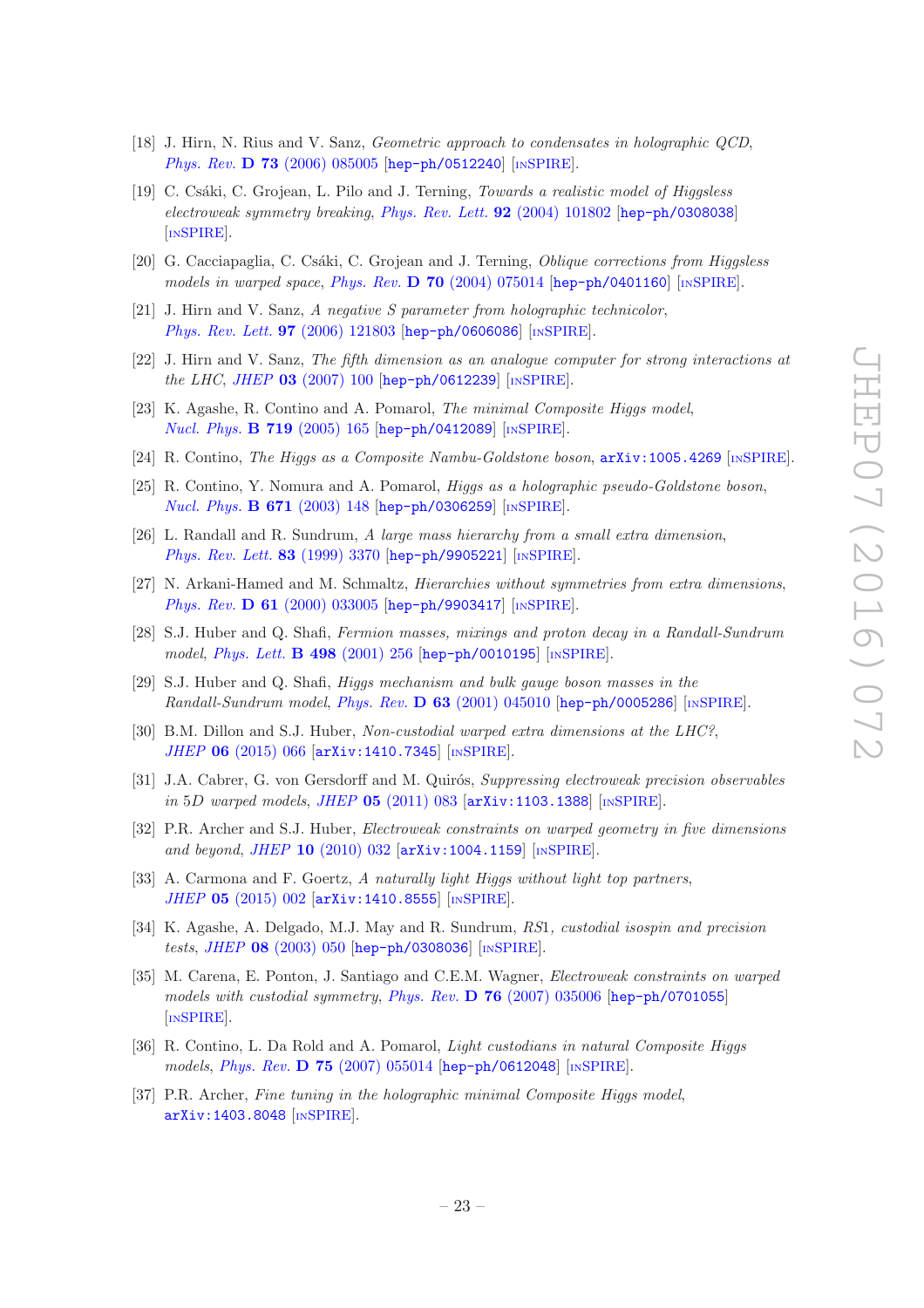[18] J. Hirn, N. Rius and V. Sanz, *Geometric approach to condensates in holographic QCD*, *Phys. Rev.* **D 73** (2006) 085005 [hep-ph/0512240] [INSPIRE].

[19] C. Csáki, C. Grojean, L. Pilo and J. Terning, *Towards a realistic model of Higgsless electroweak symmetry breaking*, *Phys. Rev. Lett.* **92** (2004) 101802 [hep-ph/0308038] [INSPIRE].

[20] G. Cacciapaglia, C. Csáki, C. Grojean and J. Terning, *Oblique corrections from Higgsless models in warped space*, *Phys. Rev.* **D 70** (2004) 075014 [hep-ph/0401160] [INSPIRE].

[21] J. Hirn and V. Sanz, *A negative S parameter from holographic technicolor*, *Phys. Rev. Lett.* **97** (2006) 121803 [hep-ph/0606086] [INSPIRE].

[22] J. Hirn and V. Sanz, *The fifth dimension as an analogue computer for strong interactions at the LHC*, *JHEP* **03** (2007) 100 [hep-ph/0612239] [INSPIRE].

[23] K. Agashe, R. Contino and A. Pomarol, *The minimal Composite Higgs model*, *Nucl. Phys.* **B 719** (2005) 165 [hep-ph/0412089] [INSPIRE].

[24] R. Contino, *The Higgs as a Composite Nambu-Goldstone boson*, arXiv:1005.4269 [INSPIRE].

[25] R. Contino, Y. Nomura and A. Pomarol, *Higgs as a holographic pseudo-Goldstone boson*, *Nucl. Phys.* **B 671** (2003) 148 [hep-ph/0306259] [INSPIRE].

[26] L. Randall and R. Sundrum, *A large mass hierarchy from a small extra dimension*, *Phys. Rev. Lett.* **83** (1999) 3370 [hep-ph/9905221] [INSPIRE].

[27] N. Arkani-Hamed and M. Schmaltz, *Hierarchies without symmetries from extra dimensions*, *Phys. Rev.* **D 61** (2000) 033005 [hep-ph/9903417] [INSPIRE].

[28] S.J. Huber and Q. Shafi, *Fermion masses, mixings and proton decay in a Randall-Sundrum model*, *Phys. Lett.* **B 498** (2001) 256 [hep-ph/0010195] [INSPIRE].

[29] S.J. Huber and Q. Shafi, *Higgs mechanism and bulk gauge boson masses in the Randall-Sundrum model*, *Phys. Rev.* **D 63** (2001) 045010 [hep-ph/0005286] [INSPIRE].

[30] B.M. Dillon and S.J. Huber, *Non-custodial warped extra dimensions at the LHC?*, *JHEP* **06** (2015) 066 [arXiv:1410.7345] [INSPIRE].

[31] J.A. Cabrer, G. von Gersdorff and M. Quirós, *Suppressing electroweak precision observables in 5D warped models*, *JHEP* **05** (2011) 083 [arXiv:1103.1388] [INSPIRE].

[32] P.R. Archer and S.J. Huber, *Electroweak constraints on warped geometry in five dimensions and beyond*, *JHEP* **10** (2010) 032 [arXiv:1004.1159] [INSPIRE].

[33] A. Carmona and F. Goertz, *A naturally light Higgs without light top partners*, *JHEP* **05** (2015) 002 [arXiv:1410.8555] [INSPIRE].

[34] K. Agashe, A. Delgado, M.J. May and R. Sundrum, *RS1, custodial isospin and precision tests*, *JHEP* **08** (2003) 050 [hep-ph/0308036] [INSPIRE].

[35] M. Carena, E. Ponton, J. Santiago and C.E.M. Wagner, *Electroweak constraints on warped models with custodial symmetry*, *Phys. Rev.* **D 76** (2007) 035006 [hep-ph/0701055] [INSPIRE].

[36] R. Contino, L. Da Rold and A. Pomarol, *Light custodians in natural Composite Higgs models*, *Phys. Rev.* **D 75** (2007) 055014 [hep-ph/0612048] [INSPIRE].

[37] P.R. Archer, *Fine tuning in the holographic minimal Composite Higgs model*, arXiv:1403.8048 [INSPIRE].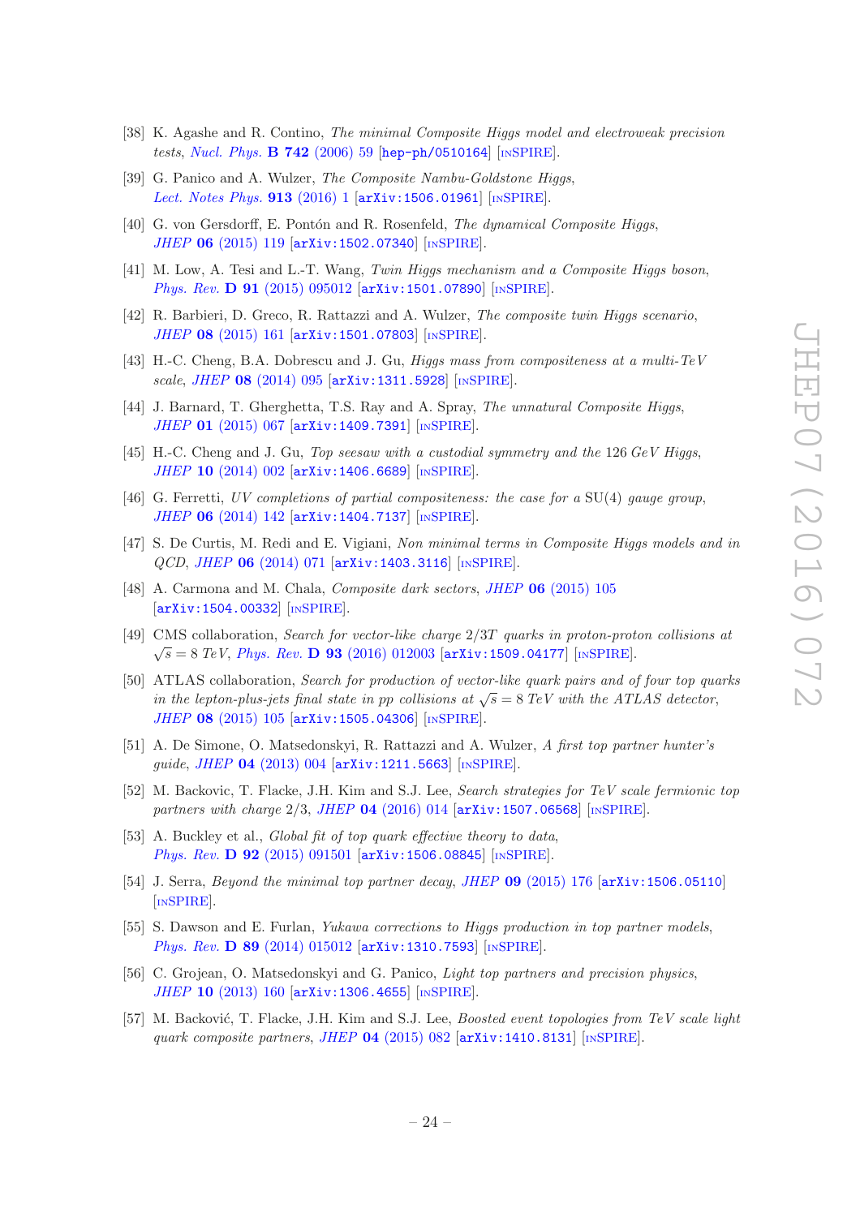[38] K. Agashe and R. Contino, *The minimal Composite Higgs model and electroweak precision tests*, Nucl. Phys. **B 742** (2006) 59 [hep-ph/0510164] [INSPIRE].

[39] G. Panico and A. Wulzer, *The Composite Nambu-Goldstone Higgs*, Lect. Notes Phys. **913** (2016) 1 [arXiv:1506.01961] [INSPIRE].

[40] G. von Gersdorff, E. Pontón and R. Rosenfeld, *The dynamical Composite Higgs*, JHEP **06** (2015) 119 [arXiv:1502.07340] [INSPIRE].

[41] M. Low, A. Tesi and L.-T. Wang, *Twin Higgs mechanism and a Composite Higgs boson*, Phys. Rev. **D 91** (2015) 095012 [arXiv:1501.07890] [INSPIRE].

[42] R. Barbieri, D. Greco, R. Rattazzi and A. Wulzer, *The composite twin Higgs scenario*, JHEP **08** (2015) 161 [arXiv:1501.07803] [INSPIRE].

[43] H.-C. Cheng, B.A. Dobrescu and J. Gu, *Higgs mass from compositeness at a multi-TeV scale*, JHEP **08** (2014) 095 [arXiv:1311.5928] [INSPIRE].

[44] J. Barnard, T. Gherghetta, T.S. Ray and A. Spray, *The unnatural Composite Higgs*, JHEP **01** (2015) 067 [arXiv:1409.7391] [INSPIRE].

[45] H.-C. Cheng and J. Gu, *Top seesaw with a custodial symmetry and the* 126 *GeV Higgs*, JHEP **10** (2014) 002 [arXiv:1406.6689] [INSPIRE].

[46] G. Ferretti, *UV completions of partial compositeness: the case for a* SU(4) *gauge group*, JHEP **06** (2014) 142 [arXiv:1404.7137] [INSPIRE].

[47] S. De Curtis, M. Redi and E. Vigiani, *Non minimal terms in Composite Higgs models and in QCD*, JHEP **06** (2014) 071 [arXiv:1403.3116] [INSPIRE].

[48] A. Carmona and M. Chala, *Composite dark sectors*, JHEP **06** (2015) 105 [arXiv:1504.00332] [INSPIRE].

[49] CMS collaboration, *Search for vector-like charge* $2/3T$ *quarks in proton-proton collisions at* $\sqrt{s} = 8$ *TeV*, Phys. Rev. **D 93** (2016) 012003 [arXiv:1509.04177] [INSPIRE].

[50] ATLAS collaboration, *Search for production of vector-like quark pairs and of four top quarks in the lepton-plus-jets final state in pp collisions at* $\sqrt{s} = 8$ *TeV with the ATLAS detector*, JHEP **08** (2015) 105 [arXiv:1505.04306] [INSPIRE].

[51] A. De Simone, O. Matsedonskyi, R. Rattazzi and A. Wulzer, *A first top partner hunter's guide*, JHEP **04** (2013) 004 [arXiv:1211.5663] [INSPIRE].

[52] M. Backovic, T. Flacke, J.H. Kim and S.J. Lee, *Search strategies for TeV scale fermionic top partners with charge* 2/3, JHEP **04** (2016) 014 [arXiv:1507.06568] [INSPIRE].

[53] A. Buckley et al., *Global fit of top quark effective theory to data*, Phys. Rev. **D 92** (2015) 091501 [arXiv:1506.08845] [INSPIRE].

[54] J. Serra, *Beyond the minimal top partner decay*, JHEP **09** (2015) 176 [arXiv:1506.05110] [INSPIRE].

[55] S. Dawson and E. Furlan, *Yukawa corrections to Higgs production in top partner models*, Phys. Rev. **D 89** (2014) 015012 [arXiv:1310.7593] [INSPIRE].

[56] C. Grojean, O. Matsedonskyi and G. Panico, *Light top partners and precision physics*, JHEP **10** (2013) 160 [arXiv:1306.4655] [INSPIRE].

[57] M. Backović, T. Flacke, J.H. Kim and S.J. Lee, *Boosted event topologies from TeV scale light quark composite partners*, JHEP **04** (2015) 082 [arXiv:1410.8131] [INSPIRE].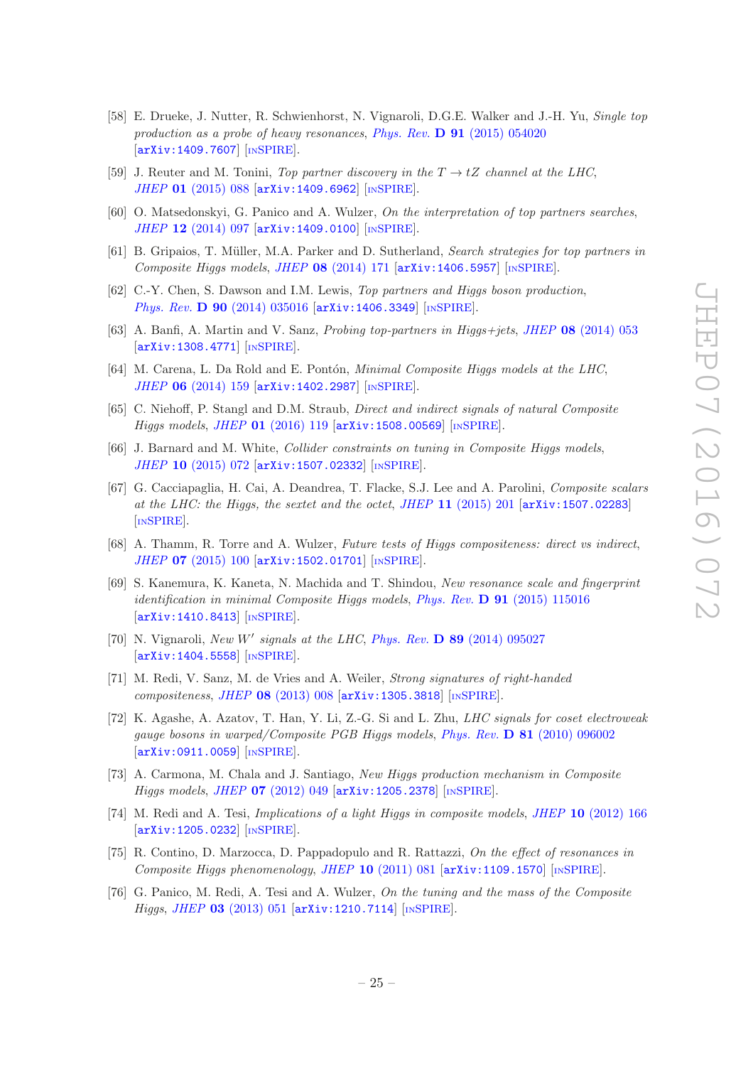[58] E. Drueke, J. Nutter, R. Schwienhorst, N. Vignaroli, D.G.E. Walker and J.-H. Yu, *Single top production as a probe of heavy resonances*, Phys. Rev. **D 91** (2015) 054020 [arXiv:1409.7607] [INSPIRE].

[59] J. Reuter and M. Tonini, *Top partner discovery in the $T \to tZ$ channel at the LHC*, JHEP **01** (2015) 088 [arXiv:1409.6962] [INSPIRE].

[60] O. Matsedonskyi, G. Panico and A. Wulzer, *On the interpretation of top partners searches*, JHEP **12** (2014) 097 [arXiv:1409.0100] [INSPIRE].

[61] B. Gripaios, T. Müller, M.A. Parker and D. Sutherland, *Search strategies for top partners in Composite Higgs models*, JHEP **08** (2014) 171 [arXiv:1406.5957] [INSPIRE].

[62] C.-Y. Chen, S. Dawson and I.M. Lewis, *Top partners and Higgs boson production*, Phys. Rev. **D 90** (2014) 035016 [arXiv:1406.3349] [INSPIRE].

[63] A. Banfi, A. Martin and V. Sanz, *Probing top-partners in Higgs+jets*, JHEP **08** (2014) 053 [arXiv:1308.4771] [INSPIRE].

[64] M. Carena, L. Da Rold and E. Pontón, *Minimal Composite Higgs models at the LHC*, JHEP **06** (2014) 159 [arXiv:1402.2987] [INSPIRE].

[65] C. Niehoff, P. Stangl and D.M. Straub, *Direct and indirect signals of natural Composite Higgs models*, JHEP **01** (2016) 119 [arXiv:1508.00569] [INSPIRE].

[66] J. Barnard and M. White, *Collider constraints on tuning in Composite Higgs models*, JHEP **10** (2015) 072 [arXiv:1507.02332] [INSPIRE].

[67] G. Cacciapaglia, H. Cai, A. Deandrea, T. Flacke, S.J. Lee and A. Parolini, *Composite scalars at the LHC: the Higgs, the sextet and the octet*, JHEP **11** (2015) 201 [arXiv:1507.02283] [INSPIRE].

[68] A. Thamm, R. Torre and A. Wulzer, *Future tests of Higgs compositeness: direct vs indirect*, JHEP **07** (2015) 100 [arXiv:1502.01701] [INSPIRE].

[69] S. Kanemura, K. Kaneta, N. Machida and T. Shindou, *New resonance scale and fingerprint identification in minimal Composite Higgs models*, Phys. Rev. **D 91** (2015) 115016 [arXiv:1410.8413] [INSPIRE].

[70] N. Vignaroli, *New $W'$ signals at the LHC*, Phys. Rev. **D 89** (2014) 095027 [arXiv:1404.5558] [INSPIRE].

[71] M. Redi, V. Sanz, M. de Vries and A. Weiler, *Strong signatures of right-handed compositeness*, JHEP **08** (2013) 008 [arXiv:1305.3818] [INSPIRE].

[72] K. Agashe, A. Azatov, T. Han, Y. Li, Z.-G. Si and L. Zhu, *LHC signals for coset electroweak gauge bosons in warped/Composite PGB Higgs models*, Phys. Rev. **D 81** (2010) 096002 [arXiv:0911.0059] [INSPIRE].

[73] A. Carmona, M. Chala and J. Santiago, *New Higgs production mechanism in Composite Higgs models*, JHEP **07** (2012) 049 [arXiv:1205.2378] [INSPIRE].

[74] M. Redi and A. Tesi, *Implications of a light Higgs in composite models*, JHEP **10** (2012) 166 [arXiv:1205.0232] [INSPIRE].

[75] R. Contino, D. Marzocca, D. Pappadopulo and R. Rattazzi, *On the effect of resonances in Composite Higgs phenomenology*, JHEP **10** (2011) 081 [arXiv:1109.1570] [INSPIRE].

[76] G. Panico, M. Redi, A. Tesi and A. Wulzer, *On the tuning and the mass of the Composite Higgs*, JHEP **03** (2013) 051 [arXiv:1210.7114] [INSPIRE].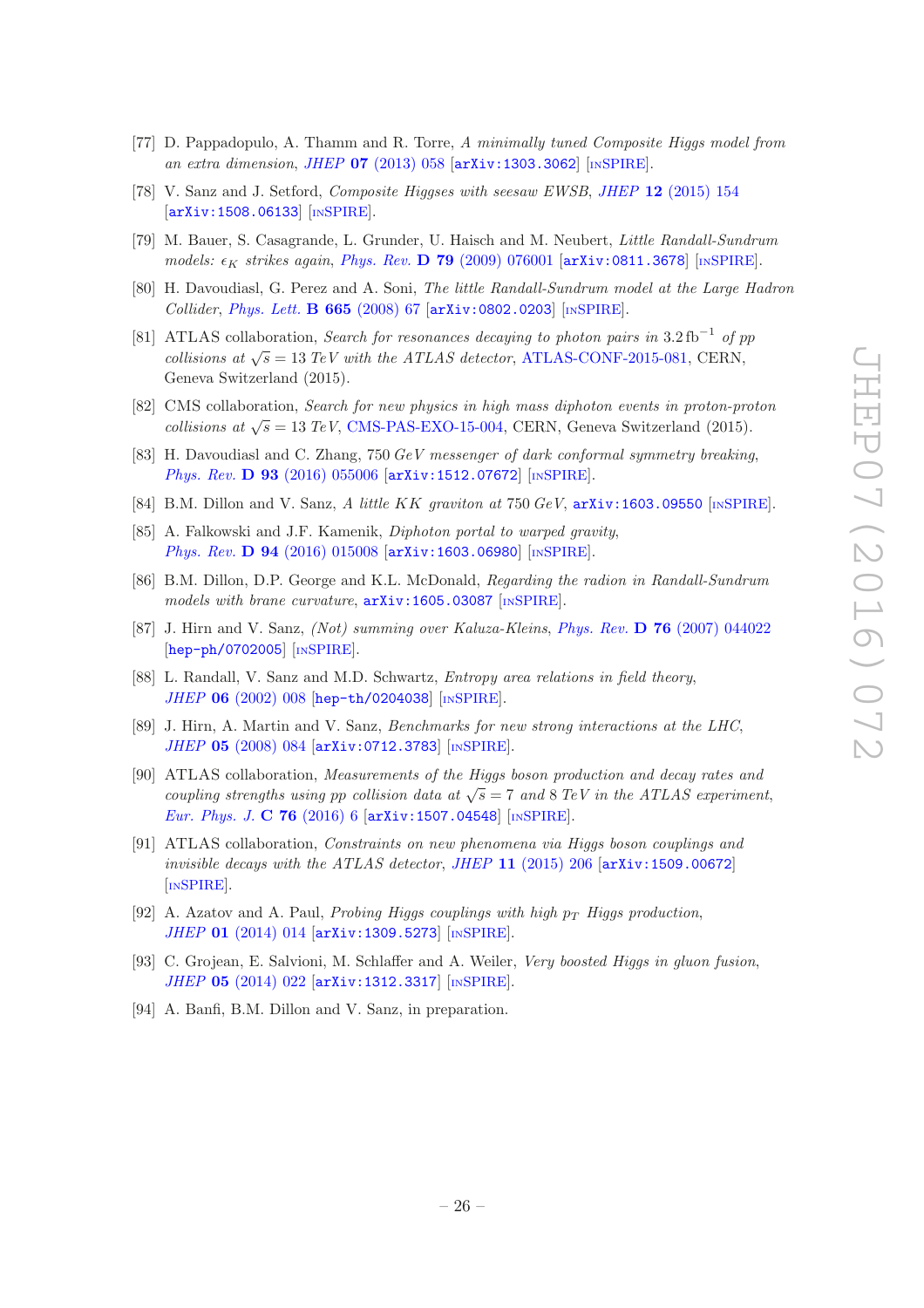[77] D. Pappadopulo, A. Thamm and R. Torre, *A minimally tuned Composite Higgs model from an extra dimension*, *JHEP* **07** (2013) 058 [arXiv:1303.3062] [INSPIRE].

[78] V. Sanz and J. Setford, *Composite Higgses with seesaw EWSB*, *JHEP* **12** (2015) 154 [arXiv:1508.06133] [INSPIRE].

[79] M. Bauer, S. Casagrande, L. Grunder, U. Haisch and M. Neubert, *Little Randall-Sundrum models: $\epsilon_K$ strikes again*, *Phys. Rev.* **D 79** (2009) 076001 [arXiv:0811.3678] [INSPIRE].

[80] H. Davoudiasl, G. Perez and A. Soni, *The little Randall-Sundrum model at the Large Hadron Collider*, *Phys. Lett.* **B 665** (2008) 67 [arXiv:0802.0203] [INSPIRE].

[81] ATLAS collaboration, *Search for resonances decaying to photon pairs in* $3.2\,\text{fb}^{-1}$ *of pp collisions at* $\sqrt{s} = 13$ *TeV with the ATLAS detector*, ATLAS-CONF-2015-081, CERN, Geneva Switzerland (2015).

[82] CMS collaboration, *Search for new physics in high mass diphoton events in proton-proton collisions at* $\sqrt{s} = 13$ *TeV*, CMS-PAS-EXO-15-004, CERN, Geneva Switzerland (2015).

[83] H. Davoudiasl and C. Zhang, *750 GeV messenger of dark conformal symmetry breaking*, *Phys. Rev.* **D 93** (2016) 055006 [arXiv:1512.07672] [INSPIRE].

[84] B.M. Dillon and V. Sanz, *A little KK graviton at 750 GeV*, arXiv:1603.09550 [INSPIRE].

[85] A. Falkowski and J.F. Kamenik, *Diphoton portal to warped gravity*, *Phys. Rev.* **D 94** (2016) 015008 [arXiv:1603.06980] [INSPIRE].

[86] B.M. Dillon, D.P. George and K.L. McDonald, *Regarding the radion in Randall-Sundrum models with brane curvature*, arXiv:1605.03087 [INSPIRE].

[87] J. Hirn and V. Sanz, *(Not) summing over Kaluza-Kleins*, *Phys. Rev.* **D 76** (2007) 044022 [hep-ph/0702005] [INSPIRE].

[88] L. Randall, V. Sanz and M.D. Schwartz, *Entropy area relations in field theory*, *JHEP* **06** (2002) 008 [hep-th/0204038] [INSPIRE].

[89] J. Hirn, A. Martin and V. Sanz, *Benchmarks for new strong interactions at the LHC*, *JHEP* **05** (2008) 084 [arXiv:0712.3783] [INSPIRE].

[90] ATLAS collaboration, *Measurements of the Higgs boson production and decay rates and coupling strengths using pp collision data at* $\sqrt{s} = 7$ *and 8 TeV in the ATLAS experiment*, *Eur. Phys. J.* **C 76** (2016) 6 [arXiv:1507.04548] [INSPIRE].

[91] ATLAS collaboration, *Constraints on new phenomena via Higgs boson couplings and invisible decays with the ATLAS detector*, *JHEP* **11** (2015) 206 [arXiv:1509.00672] [INSPIRE].

[92] A. Azatov and A. Paul, *Probing Higgs couplings with high* $p_T$ *Higgs production*, *JHEP* **01** (2014) 014 [arXiv:1309.5273] [INSPIRE].

[93] C. Grojean, E. Salvioni, M. Schlaffer and A. Weiler, *Very boosted Higgs in gluon fusion*, *JHEP* **05** (2014) 022 [arXiv:1312.3317] [INSPIRE].

[94] A. Banfi, B.M. Dillon and V. Sanz, in preparation.